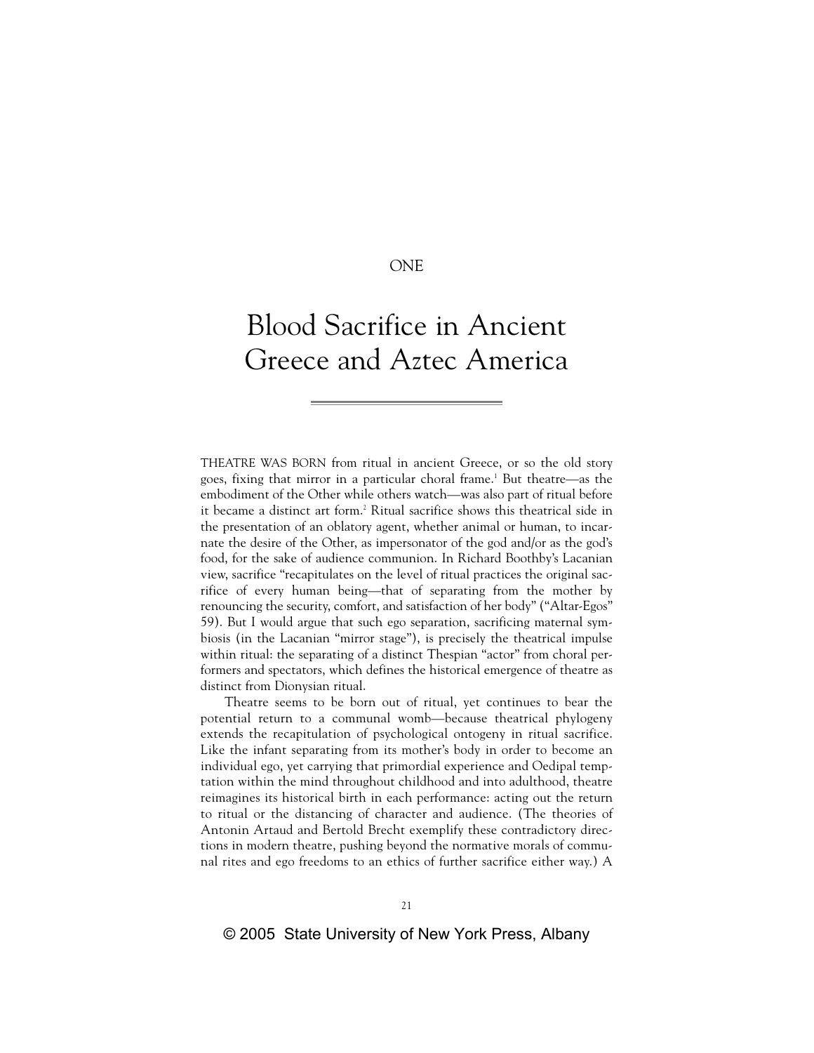ONE

# Blood Sacrifice in Ancient Greece and Aztec America

THEATRE WAS BORN from ritual in ancient Greece, or so the old story goes, fixing that mirror in a particular choral frame.[1] But theatre—as the embodiment of the Other while others watch—was also part of ritual before it became a distinct art form.[2] Ritual sacrifice shows this theatrical side in the presentation of an oblatory agent, whether animal or human, to incarnate the desire of the Other, as impersonator of the god and/or as the god's food, for the sake of audience communion. In Richard Boothby's Lacanian view, sacrifice "recapitulates on the level of ritual practices the original sacrifice of every human being—that of separating from the mother by renouncing the security, comfort, and satisfaction of her body" ("Altar-Egos" 59). But I would argue that such ego separation, sacrificing maternal symbiosis (in the Lacanian "mirror stage"), is precisely the theatrical impulse within ritual: the separating of a distinct Thespian "actor" from choral performers and spectators, which defines the historical emergence of theatre as distinct from Dionysian ritual.

Theatre seems to be born out of ritual, yet continues to bear the potential return to a communal womb—because theatrical phylogeny extends the recapitulation of psychological ontogeny in ritual sacrifice. Like the infant separating from its mother's body in order to become an individual ego, yet carrying that primordial experience and Oedipal temptation within the mind throughout childhood and into adulthood, theatre reimagines its historical birth in each performance: acting out the return to ritual or the distancing of character and audience. (The theories of Antonin Artaud and Bertold Brecht exemplify these contradictory directions in modern theatre, pushing beyond the normative morals of communal rites and ego freedoms to an ethics of further sacrifice either way.) A

© 2005 State University of New York Press, Albany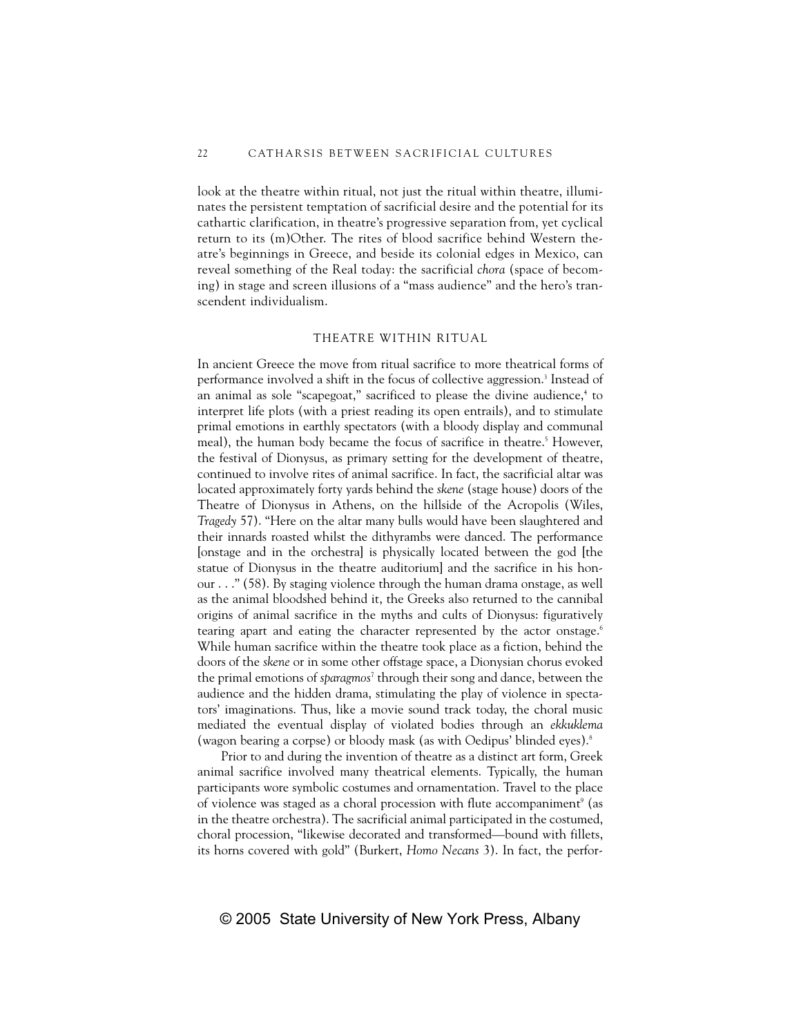look at the theatre within ritual, not just the ritual within theatre, illuminates the persistent temptation of sacrificial desire and the potential for its cathartic clarification, in theatre's progressive separation from, yet cyclical return to its (m)Other. The rites of blood sacrifice behind Western theatre's beginnings in Greece, and beside its colonial edges in Mexico, can reveal something of the Real today: the sacrificial *chora* (space of becoming) in stage and screen illusions of a "mass audience" and the hero's transcendent individualism.

## THEATRE WITHIN RITUAL

In ancient Greece the move from ritual sacrifice to more theatrical forms of performance involved a shift in the focus of collective aggression.[3] Instead of an animal as sole "scapegoat," sacrificed to please the divine audience,[4] to interpret life plots (with a priest reading its open entrails), and to stimulate primal emotions in earthly spectators (with a bloody display and communal meal), the human body became the focus of sacrifice in theatre.[5] However, the festival of Dionysus, as primary setting for the development of theatre, continued to involve rites of animal sacrifice. In fact, the sacrificial altar was located approximately forty yards behind the *skene* (stage house) doors of the Theatre of Dionysus in Athens, on the hillside of the Acropolis (Wiles, *Tragedy* 57). "Here on the altar many bulls would have been slaughtered and their innards roasted whilst the dithyrambs were danced. The performance [onstage and in the orchestra] is physically located between the god [the statue of Dionysus in the theatre auditorium] and the sacrifice in his honour . . ." (58). By staging violence through the human drama onstage, as well as the animal bloodshed behind it, the Greeks also returned to the cannibal origins of animal sacrifice in the myths and cults of Dionysus: figuratively tearing apart and eating the character represented by the actor onstage.[6] While human sacrifice within the theatre took place as a fiction, behind the doors of the *skene* or in some other offstage space, a Dionysian chorus evoked the primal emotions of *sparagmos*[7] through their song and dance, between the audience and the hidden drama, stimulating the play of violence in spectators' imaginations. Thus, like a movie sound track today, the choral music mediated the eventual display of violated bodies through an *ekkuklema* (wagon bearing a corpse) or bloody mask (as with Oedipus' blinded eyes).[8]

Prior to and during the invention of theatre as a distinct art form, Greek animal sacrifice involved many theatrical elements. Typically, the human participants wore symbolic costumes and ornamentation. Travel to the place of violence was staged as a choral procession with flute accompaniment[9] (as in the theatre orchestra). The sacrificial animal participated in the costumed, choral procession, "likewise decorated and transformed—bound with fillets, its horns covered with gold" (Burkert, *Homo Necans* 3). In fact, the perfor-

© 2005 State University of New York Press, Albany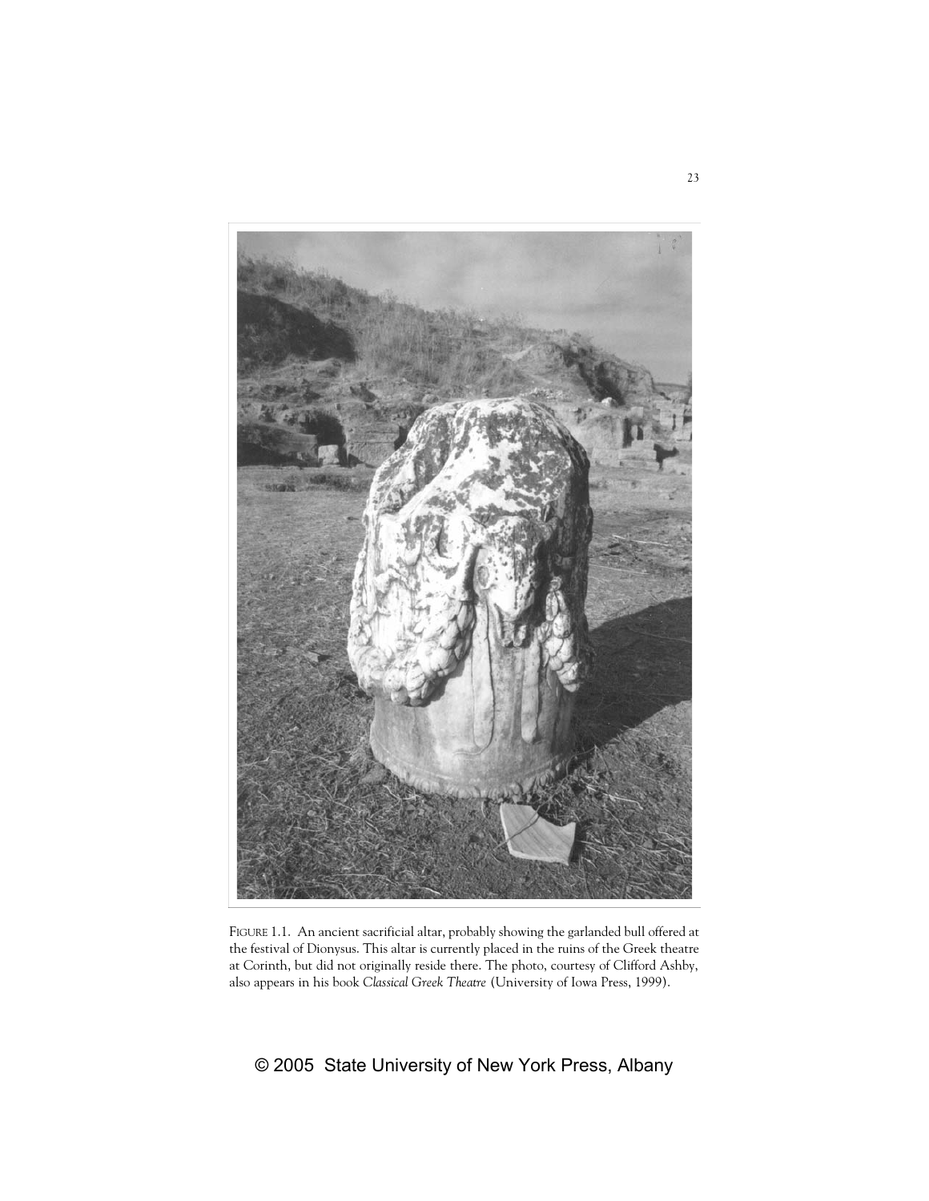FIGURE 1.1. An ancient sacrificial altar, probably showing the garlanded bull offered at the festival of Dionysus. This altar is currently placed in the ruins of the Greek theatre at Corinth, but did not originally reside there. The photo, courtesy of Clifford Ashby, also appears in his book *Classical Greek Theatre* (University of Iowa Press, 1999).

© 2005 State University of New York Press, Albany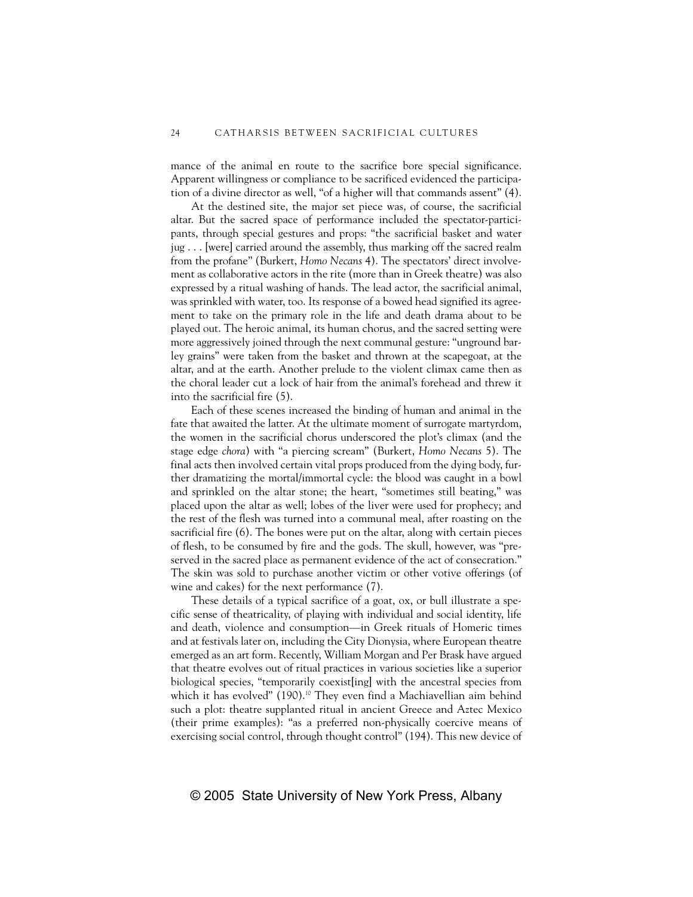mance of the animal en route to the sacrifice bore special significance. Apparent willingness or compliance to be sacrificed evidenced the participation of a divine director as well, "of a higher will that commands assent" (4).

At the destined site, the major set piece was, of course, the sacrificial altar. But the sacred space of performance included the spectator-participants, through special gestures and props: "the sacrificial basket and water jug . . . [were] carried around the assembly, thus marking off the sacred realm from the profane" (Burkert, *Homo Necans* 4). The spectators' direct involvement as collaborative actors in the rite (more than in Greek theatre) was also expressed by a ritual washing of hands. The lead actor, the sacrificial animal, was sprinkled with water, too. Its response of a bowed head signified its agreement to take on the primary role in the life and death drama about to be played out. The heroic animal, its human chorus, and the sacred setting were more aggressively joined through the next communal gesture: "unground barley grains" were taken from the basket and thrown at the scapegoat, at the altar, and at the earth. Another prelude to the violent climax came then as the choral leader cut a lock of hair from the animal's forehead and threw it into the sacrificial fire (5).

Each of these scenes increased the binding of human and animal in the fate that awaited the latter. At the ultimate moment of surrogate martyrdom, the women in the sacrificial chorus underscored the plot's climax (and the stage edge *chora*) with "a piercing scream" (Burkert, *Homo Necans* 5). The final acts then involved certain vital props produced from the dying body, further dramatizing the mortal/immortal cycle: the blood was caught in a bowl and sprinkled on the altar stone; the heart, "sometimes still beating," was placed upon the altar as well; lobes of the liver were used for prophecy; and the rest of the flesh was turned into a communal meal, after roasting on the sacrificial fire (6). The bones were put on the altar, along with certain pieces of flesh, to be consumed by fire and the gods. The skull, however, was "preserved in the sacred place as permanent evidence of the act of consecration." The skin was sold to purchase another victim or other votive offerings (of wine and cakes) for the next performance (7).

These details of a typical sacrifice of a goat, ox, or bull illustrate a specific sense of theatricality, of playing with individual and social identity, life and death, violence and consumption—in Greek rituals of Homeric times and at festivals later on, including the City Dionysia, where European theatre emerged as an art form. Recently, William Morgan and Per Brask have argued that theatre evolves out of ritual practices in various societies like a superior biological species, "temporarily coexist[ing] with the ancestral species from which it has evolved" (190).[10] They even find a Machiavellian aim behind such a plot: theatre supplanted ritual in ancient Greece and Aztec Mexico (their prime examples): "as a preferred non-physically coercive means of exercising social control, through thought control" (194). This new device of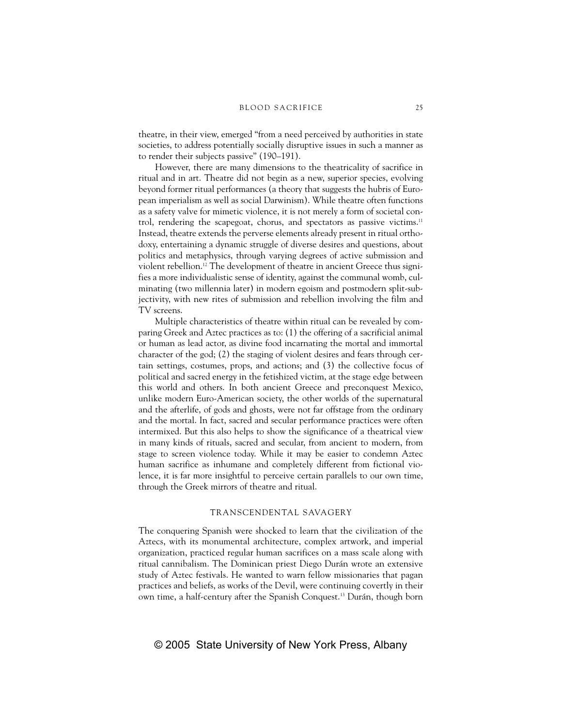theatre, in their view, emerged "from a need perceived by authorities in state societies, to address potentially socially disruptive issues in such a manner as to render their subjects passive" (190–191).

However, there are many dimensions to the theatricality of sacrifice in ritual and in art. Theatre did not begin as a new, superior species, evolving beyond former ritual performances (a theory that suggests the hubris of European imperialism as well as social Darwinism). While theatre often functions as a safety valve for mimetic violence, it is not merely a form of societal control, rendering the scapegoat, chorus, and spectators as passive victims.[11] Instead, theatre extends the perverse elements already present in ritual orthodoxy, entertaining a dynamic struggle of diverse desires and questions, about politics and metaphysics, through varying degrees of active submission and violent rebellion.[12] The development of theatre in ancient Greece thus signifies a more individualistic sense of identity, against the communal womb, culminating (two millennia later) in modern egoism and postmodern split-subjectivity, with new rites of submission and rebellion involving the film and TV screens.

Multiple characteristics of theatre within ritual can be revealed by comparing Greek and Aztec practices as to: (1) the offering of a sacrificial animal or human as lead actor, as divine food incarnating the mortal and immortal character of the god; (2) the staging of violent desires and fears through certain settings, costumes, props, and actions; and (3) the collective focus of political and sacred energy in the fetishized victim, at the stage edge between this world and others. In both ancient Greece and preconquest Mexico, unlike modern Euro-American society, the other worlds of the supernatural and the afterlife, of gods and ghosts, were not far offstage from the ordinary and the mortal. In fact, sacred and secular performance practices were often intermixed. But this also helps to show the significance of a theatrical view in many kinds of rituals, sacred and secular, from ancient to modern, from stage to screen violence today. While it may be easier to condemn Aztec human sacrifice as inhumane and completely different from fictional violence, it is far more insightful to perceive certain parallels to our own time, through the Greek mirrors of theatre and ritual.

## TRANSCENDENTAL SAVAGERY

The conquering Spanish were shocked to learn that the civilization of the Aztecs, with its monumental architecture, complex artwork, and imperial organization, practiced regular human sacrifices on a mass scale along with ritual cannibalism. The Dominican priest Diego Durán wrote an extensive study of Aztec festivals. He wanted to warn fellow missionaries that pagan practices and beliefs, as works of the Devil, were continuing covertly in their own time, a half-century after the Spanish Conquest.[13] Durán, though born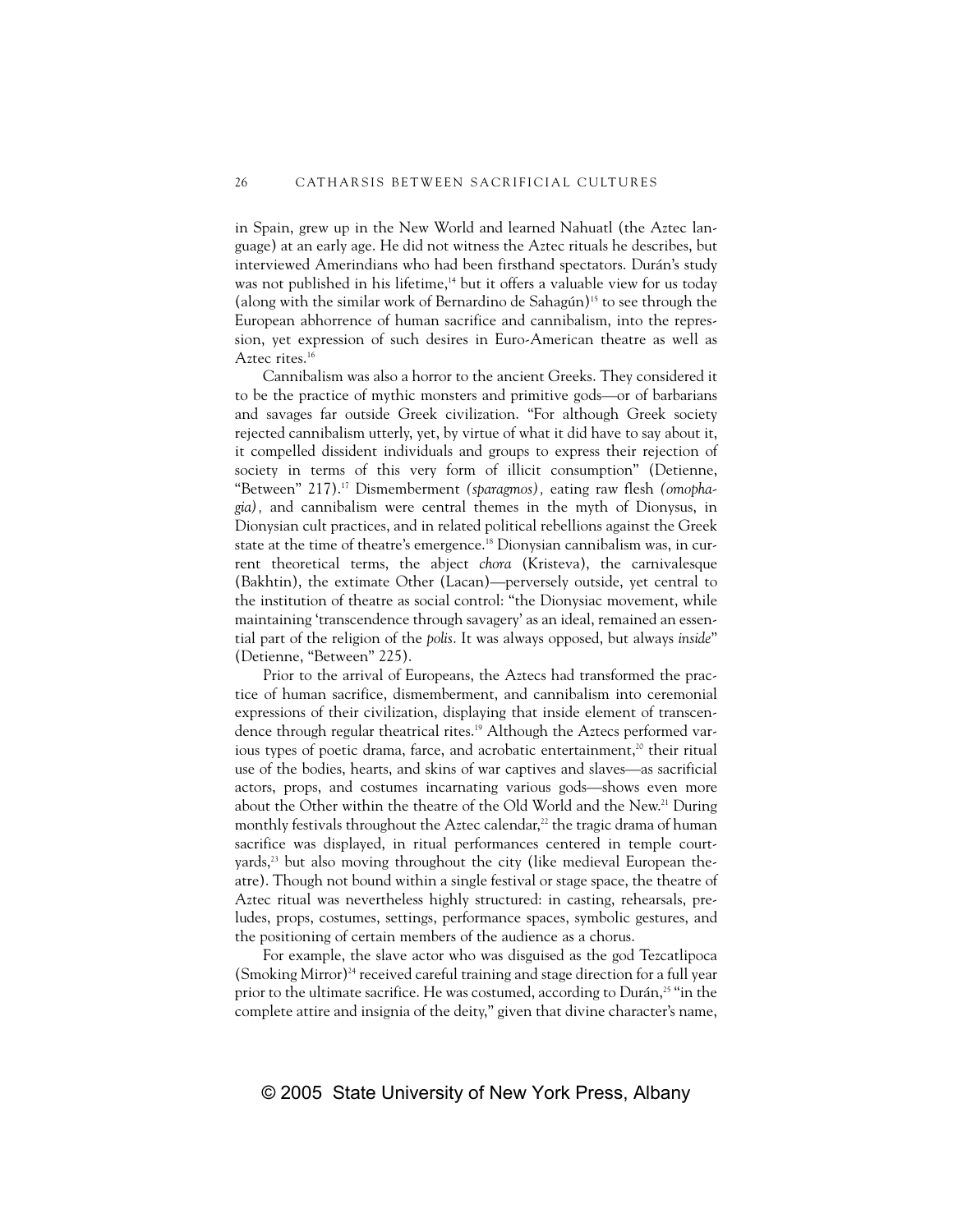in Spain, grew up in the New World and learned Nahuatl (the Aztec language) at an early age. He did not witness the Aztec rituals he describes, but interviewed Amerindians who had been firsthand spectators. Durán's study was not published in his lifetime,[14] but it offers a valuable view for us today (along with the similar work of Bernardino de Sahagún)[15] to see through the European abhorrence of human sacrifice and cannibalism, into the repression, yet expression of such desires in Euro-American theatre as well as Aztec rites.[16]

Cannibalism was also a horror to the ancient Greeks. They considered it to be the practice of mythic monsters and primitive gods—or of barbarians and savages far outside Greek civilization. "For although Greek society rejected cannibalism utterly, yet, by virtue of what it did have to say about it, it compelled dissident individuals and groups to express their rejection of society in terms of this very form of illicit consumption" (Detienne, "Between" 217).[17] Dismemberment *(sparagmos)*, eating raw flesh *(omophagia)*, and cannibalism were central themes in the myth of Dionysus, in Dionysian cult practices, and in related political rebellions against the Greek state at the time of theatre's emergence.[18] Dionysian cannibalism was, in current theoretical terms, the abject *chora* (Kristeva), the carnivalesque (Bakhtin), the extimate Other (Lacan)—perversely outside, yet central to the institution of theatre as social control: "the Dionysiac movement, while maintaining 'transcendence through savagery' as an ideal, remained an essential part of the religion of the *polis*. It was always opposed, but always *inside*" (Detienne, "Between" 225).

Prior to the arrival of Europeans, the Aztecs had transformed the practice of human sacrifice, dismemberment, and cannibalism into ceremonial expressions of their civilization, displaying that inside element of transcendence through regular theatrical rites.[19] Although the Aztecs performed various types of poetic drama, farce, and acrobatic entertainment,[20] their ritual use of the bodies, hearts, and skins of war captives and slaves—as sacrificial actors, props, and costumes incarnating various gods—shows even more about the Other within the theatre of the Old World and the New.[21] During monthly festivals throughout the Aztec calendar,[22] the tragic drama of human sacrifice was displayed, in ritual performances centered in temple courtyards,[23] but also moving throughout the city (like medieval European theatre). Though not bound within a single festival or stage space, the theatre of Aztec ritual was nevertheless highly structured: in casting, rehearsals, preludes, props, costumes, settings, performance spaces, symbolic gestures, and the positioning of certain members of the audience as a chorus.

For example, the slave actor who was disguised as the god Tezcatlipoca (Smoking Mirror)[24] received careful training and stage direction for a full year prior to the ultimate sacrifice. He was costumed, according to Durán,[25] "in the complete attire and insignia of the deity," given that divine character's name,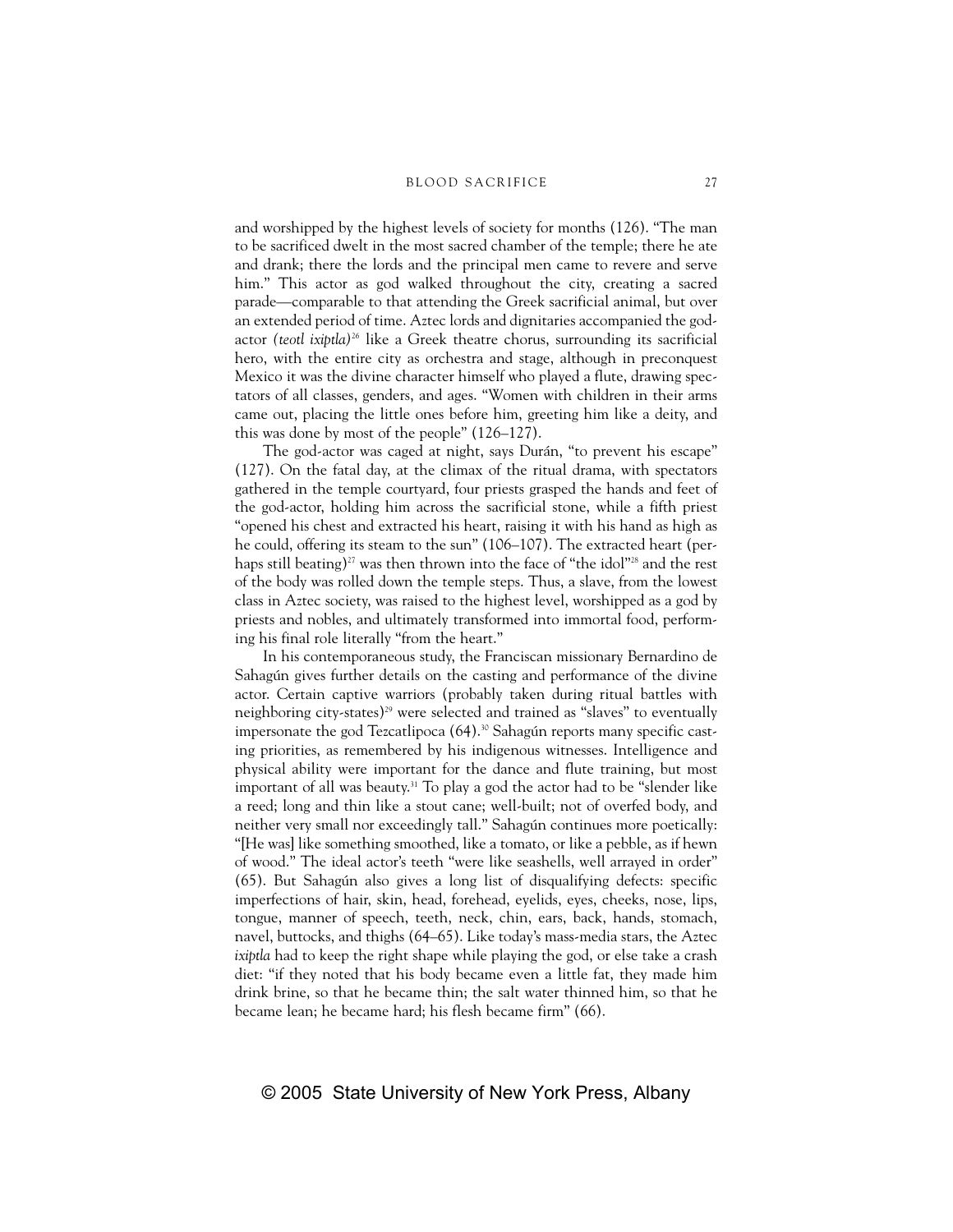and worshipped by the highest levels of society for months (126). "The man to be sacrificed dwelt in the most sacred chamber of the temple; there he ate and drank; there the lords and the principal men came to revere and serve him." This actor as god walked throughout the city, creating a sacred parade—comparable to that attending the Greek sacrificial animal, but over an extended period of time. Aztec lords and dignitaries accompanied the god-actor *(teotl ixiptla)*[26] like a Greek theatre chorus, surrounding its sacrificial hero, with the entire city as orchestra and stage, although in preconquest Mexico it was the divine character himself who played a flute, drawing spectators of all classes, genders, and ages. "Women with children in their arms came out, placing the little ones before him, greeting him like a deity, and this was done by most of the people" (126–127).

The god-actor was caged at night, says Durán, "to prevent his escape" (127). On the fatal day, at the climax of the ritual drama, with spectators gathered in the temple courtyard, four priests grasped the hands and feet of the god-actor, holding him across the sacrificial stone, while a fifth priest "opened his chest and extracted his heart, raising it with his hand as high as he could, offering its steam to the sun" (106–107). The extracted heart (perhaps still beating)[27] was then thrown into the face of "the idol"[28] and the rest of the body was rolled down the temple steps. Thus, a slave, from the lowest class in Aztec society, was raised to the highest level, worshipped as a god by priests and nobles, and ultimately transformed into immortal food, performing his final role literally "from the heart."

In his contemporaneous study, the Franciscan missionary Bernardino de Sahagún gives further details on the casting and performance of the divine actor. Certain captive warriors (probably taken during ritual battles with neighboring city-states)[29] were selected and trained as "slaves" to eventually impersonate the god Tezcatlipoca (64).[30] Sahagún reports many specific casting priorities, as remembered by his indigenous witnesses. Intelligence and physical ability were important for the dance and flute training, but most important of all was beauty.[31] To play a god the actor had to be "slender like a reed; long and thin like a stout cane; well-built; not of overfed body, and neither very small nor exceedingly tall." Sahagún continues more poetically: "[He was] like something smoothed, like a tomato, or like a pebble, as if hewn of wood." The ideal actor's teeth "were like seashells, well arrayed in order" (65). But Sahagún also gives a long list of disqualifying defects: specific imperfections of hair, skin, head, forehead, eyelids, eyes, cheeks, nose, lips, tongue, manner of speech, teeth, neck, chin, ears, back, hands, stomach, navel, buttocks, and thighs (64–65). Like today's mass-media stars, the Aztec *ixiptla* had to keep the right shape while playing the god, or else take a crash diet: "if they noted that his body became even a little fat, they made him drink brine, so that he became thin; the salt water thinned him, so that he became lean; he became hard; his flesh became firm" (66).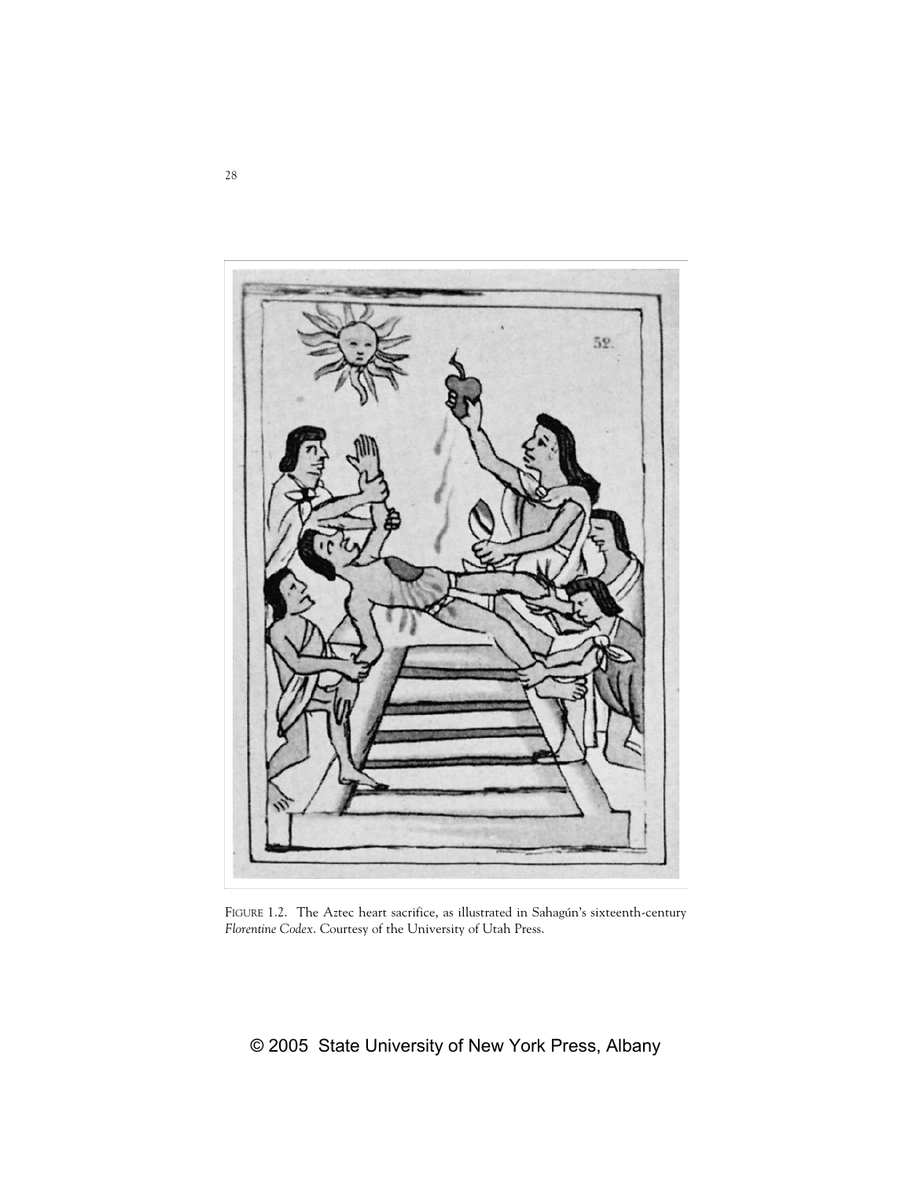FIGURE 1.2. The Aztec heart sacrifice, as illustrated in Sahagún's sixteenth-century *Florentine Codex*. Courtesy of the University of Utah Press.

© 2005 State University of New York Press, Albany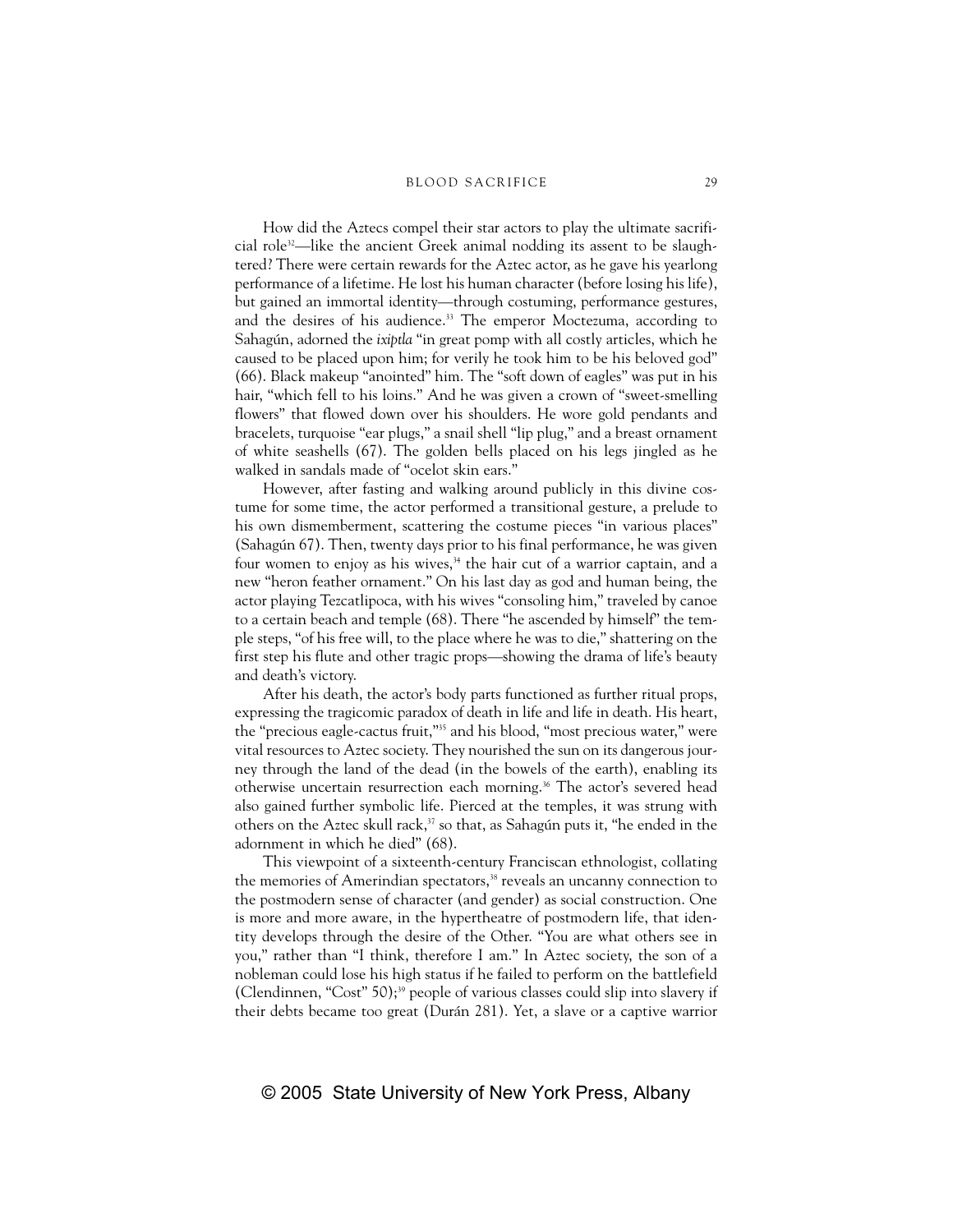How did the Aztecs compel their star actors to play the ultimate sacrificial role[32]—like the ancient Greek animal nodding its assent to be slaughtered? There were certain rewards for the Aztec actor, as he gave his yearlong performance of a lifetime. He lost his human character (before losing his life), but gained an immortal identity—through costuming, performance gestures, and the desires of his audience.[33] The emperor Moctezuma, according to Sahagún, adorned the *ixiptla* "in great pomp with all costly articles, which he caused to be placed upon him; for verily he took him to be his beloved god" (66). Black makeup "anointed" him. The "soft down of eagles" was put in his hair, "which fell to his loins." And he was given a crown of "sweet-smelling flowers" that flowed down over his shoulders. He wore gold pendants and bracelets, turquoise "ear plugs," a snail shell "lip plug," and a breast ornament of white seashells (67). The golden bells placed on his legs jingled as he walked in sandals made of "ocelot skin ears."

However, after fasting and walking around publicly in this divine costume for some time, the actor performed a transitional gesture, a prelude to his own dismemberment, scattering the costume pieces "in various places" (Sahagún 67). Then, twenty days prior to his final performance, he was given four women to enjoy as his wives,[34] the hair cut of a warrior captain, and a new "heron feather ornament." On his last day as god and human being, the actor playing Tezcatlipoca, with his wives "consoling him," traveled by canoe to a certain beach and temple (68). There "he ascended by himself" the temple steps, "of his free will, to the place where he was to die," shattering on the first step his flute and other tragic props—showing the drama of life's beauty and death's victory.

After his death, the actor's body parts functioned as further ritual props, expressing the tragicomic paradox of death in life and life in death. His heart, the "precious eagle-cactus fruit,"[35] and his blood, "most precious water," were vital resources to Aztec society. They nourished the sun on its dangerous journey through the land of the dead (in the bowels of the earth), enabling its otherwise uncertain resurrection each morning.[36] The actor's severed head also gained further symbolic life. Pierced at the temples, it was strung with others on the Aztec skull rack,[37] so that, as Sahagún puts it, "he ended in the adornment in which he died" (68).

This viewpoint of a sixteenth-century Franciscan ethnologist, collating the memories of Amerindian spectators,[38] reveals an uncanny connection to the postmodern sense of character (and gender) as social construction. One is more and more aware, in the hypertheatre of postmodern life, that identity develops through the desire of the Other. "You are what others see in you," rather than "I think, therefore I am." In Aztec society, the son of a nobleman could lose his high status if he failed to perform on the battlefield (Clendinnen, "Cost" 50);[39] people of various classes could slip into slavery if their debts became too great (Durán 281). Yet, a slave or a captive warrior

© 2005 State University of New York Press, Albany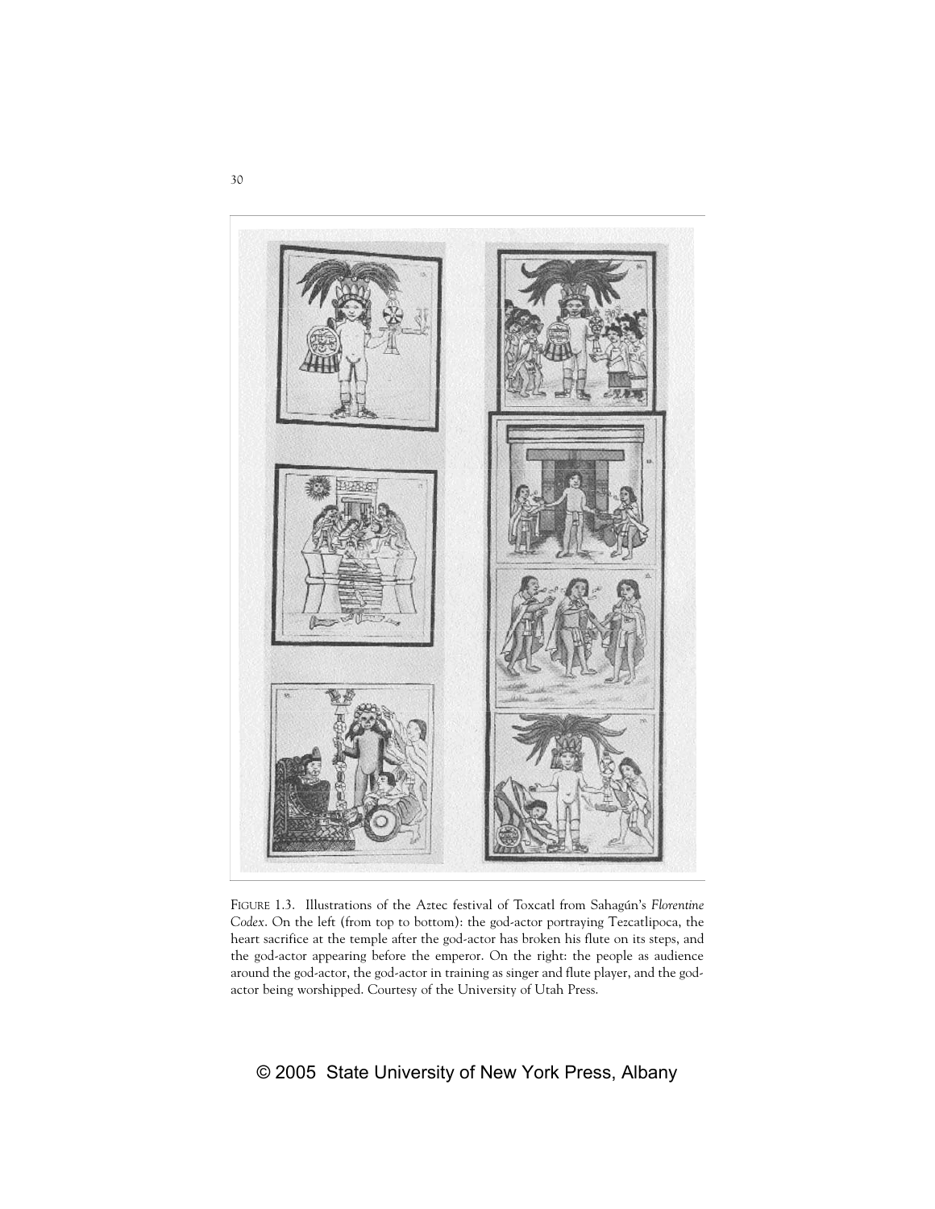FIGURE 1.3. Illustrations of the Aztec festival of Toxcatl from Sahagún's *Florentine Codex*. On the left (from top to bottom): the god-actor portraying Tezcatlipoca, the heart sacrifice at the temple after the god-actor has broken his flute on its steps, and the god-actor appearing before the emperor. On the right: the people as audience around the god-actor, the god-actor in training as singer and flute player, and the god-actor being worshipped. Courtesy of the University of Utah Press.

© 2005 State University of New York Press, Albany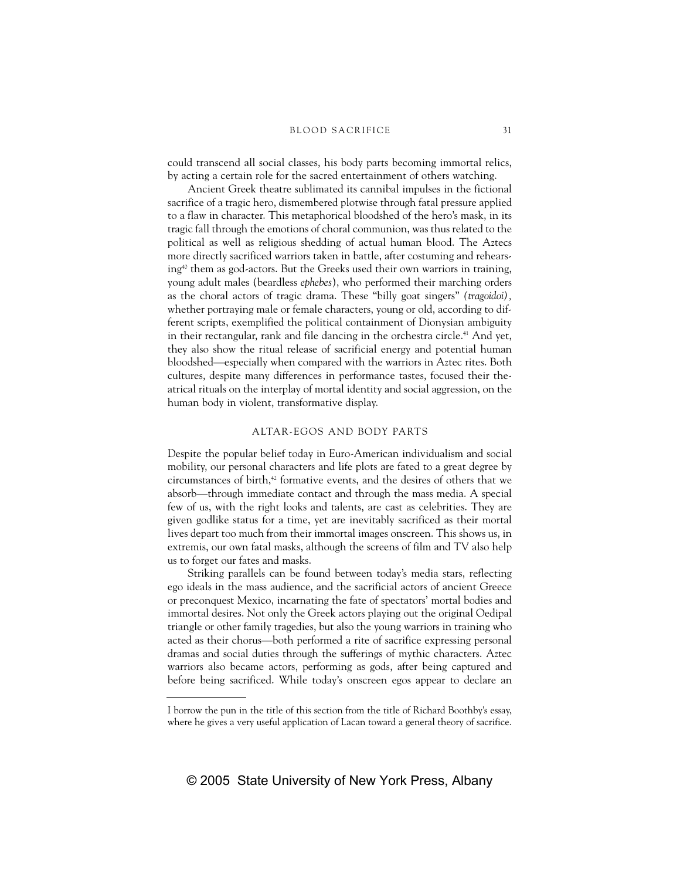could transcend all social classes, his body parts becoming immortal relics, by acting a certain role for the sacred entertainment of others watching.

Ancient Greek theatre sublimated its cannibal impulses in the fictional sacrifice of a tragic hero, dismembered plotwise through fatal pressure applied to a flaw in character. This metaphorical bloodshed of the hero's mask, in its tragic fall through the emotions of choral communion, was thus related to the political as well as religious shedding of actual human blood. The Aztecs more directly sacrificed warriors taken in battle, after costuming and rehearsing[40] them as god-actors. But the Greeks used their own warriors in training, young adult males (beardless *ephebes*), who performed their marching orders as the choral actors of tragic drama. These "billy goat singers" *(tragoidoi)*, whether portraying male or female characters, young or old, according to different scripts, exemplified the political containment of Dionysian ambiguity in their rectangular, rank and file dancing in the orchestra circle.[41] And yet, they also show the ritual release of sacrificial energy and potential human bloodshed—especially when compared with the warriors in Aztec rites. Both cultures, despite many differences in performance tastes, focused their theatrical rituals on the interplay of mortal identity and social aggression, on the human body in violent, transformative display.

## ALTAR-EGOS AND BODY PARTS

Despite the popular belief today in Euro-American individualism and social mobility, our personal characters and life plots are fated to a great degree by circumstances of birth,[42] formative events, and the desires of others that we absorb—through immediate contact and through the mass media. A special few of us, with the right looks and talents, are cast as celebrities. They are given godlike status for a time, yet are inevitably sacrificed as their mortal lives depart too much from their immortal images onscreen. This shows us, in extremis, our own fatal masks, although the screens of film and TV also help us to forget our fates and masks.

Striking parallels can be found between today's media stars, reflecting ego ideals in the mass audience, and the sacrificial actors of ancient Greece or preconquest Mexico, incarnating the fate of spectators' mortal bodies and immortal desires. Not only the Greek actors playing out the original Oedipal triangle or other family tragedies, but also the young warriors in training who acted as their chorus—both performed a rite of sacrifice expressing personal dramas and social duties through the sufferings of mythic characters. Aztec warriors also became actors, performing as gods, after being captured and before being sacrificed. While today's onscreen egos appear to declare an

---

I borrow the pun in the title of this section from the title of Richard Boothby's essay, where he gives a very useful application of Lacan toward a general theory of sacrifice.

© 2005 State University of New York Press, Albany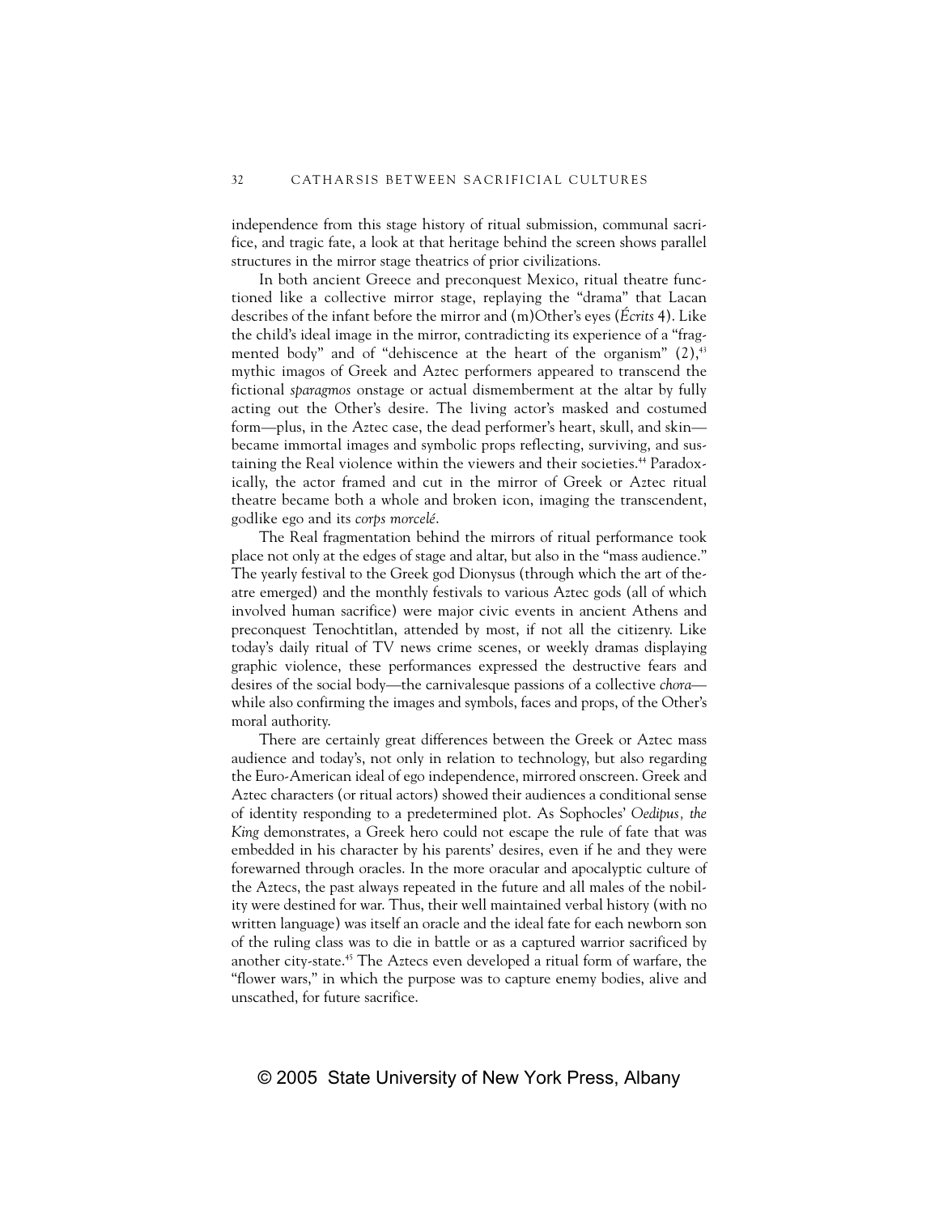independence from this stage history of ritual submission, communal sacrifice, and tragic fate, a look at that heritage behind the screen shows parallel structures in the mirror stage theatrics of prior civilizations.

In both ancient Greece and preconquest Mexico, ritual theatre functioned like a collective mirror stage, replaying the "drama" that Lacan describes of the infant before the mirror and (m)Other's eyes (*Écrits* 4). Like the child's ideal image in the mirror, contradicting its experience of a "fragmented body" and of "dehiscence at the heart of the organism" (2),[43] mythic imagos of Greek and Aztec performers appeared to transcend the fictional *sparagmos* onstage or actual dismemberment at the altar by fully acting out the Other's desire. The living actor's masked and costumed form—plus, in the Aztec case, the dead performer's heart, skull, and skin—became immortal images and symbolic props reflecting, surviving, and sustaining the Real violence within the viewers and their societies.[44] Paradoxically, the actor framed and cut in the mirror of Greek or Aztec ritual theatre became both a whole and broken icon, imaging the transcendent, godlike ego and its *corps morcelé*.

The Real fragmentation behind the mirrors of ritual performance took place not only at the edges of stage and altar, but also in the "mass audience." The yearly festival to the Greek god Dionysus (through which the art of theatre emerged) and the monthly festivals to various Aztec gods (all of which involved human sacrifice) were major civic events in ancient Athens and preconquest Tenochtitlan, attended by most, if not all the citizenry. Like today's daily ritual of TV news crime scenes, or weekly dramas displaying graphic violence, these performances expressed the destructive fears and desires of the social body—the carnivalesque passions of a collective *chora*—while also confirming the images and symbols, faces and props, of the Other's moral authority.

There are certainly great differences between the Greek or Aztec mass audience and today's, not only in relation to technology, but also regarding the Euro-American ideal of ego independence, mirrored onscreen. Greek and Aztec characters (or ritual actors) showed their audiences a conditional sense of identity responding to a predetermined plot. As Sophocles' *Oedipus, the King* demonstrates, a Greek hero could not escape the rule of fate that was embedded in his character by his parents' desires, even if he and they were forewarned through oracles. In the more oracular and apocalyptic culture of the Aztecs, the past always repeated in the future and all males of the nobility were destined for war. Thus, their well maintained verbal history (with no written language) was itself an oracle and the ideal fate for each newborn son of the ruling class was to die in battle or as a captured warrior sacrificed by another city-state.[45] The Aztecs even developed a ritual form of warfare, the "flower wars," in which the purpose was to capture enemy bodies, alive and unscathed, for future sacrifice.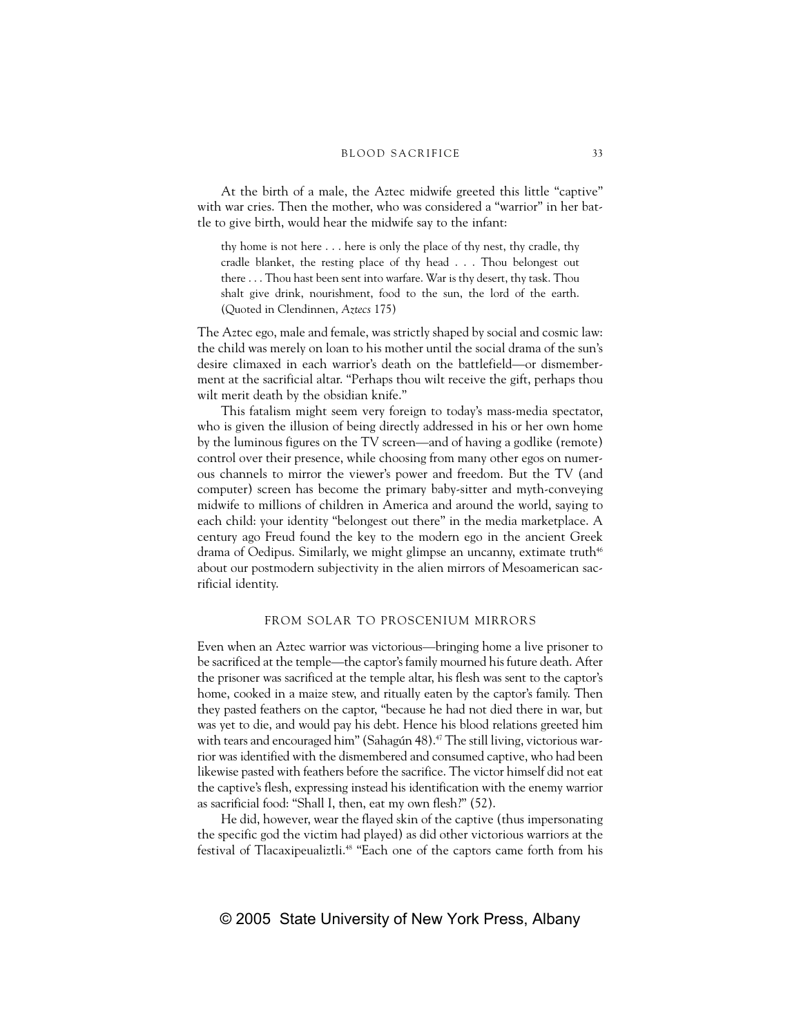At the birth of a male, the Aztec midwife greeted this little "captive" with war cries. Then the mother, who was considered a "warrior" in her battle to give birth, would hear the midwife say to the infant:

> thy home is not here . . . here is only the place of thy nest, thy cradle, thy cradle blanket, the resting place of thy head . . . Thou belongest out there . . . Thou hast been sent into warfare. War is thy desert, thy task. Thou shalt give drink, nourishment, food to the sun, the lord of the earth. (Quoted in Clendinnen, *Aztecs* 175)

The Aztec ego, male and female, was strictly shaped by social and cosmic law: the child was merely on loan to his mother until the social drama of the sun's desire climaxed in each warrior's death on the battlefield—or dismemberment at the sacrificial altar. "Perhaps thou wilt receive the gift, perhaps thou wilt merit death by the obsidian knife."

This fatalism might seem very foreign to today's mass-media spectator, who is given the illusion of being directly addressed in his or her own home by the luminous figures on the TV screen—and of having a godlike (remote) control over their presence, while choosing from many other egos on numerous channels to mirror the viewer's power and freedom. But the TV (and computer) screen has become the primary baby-sitter and myth-conveying midwife to millions of children in America and around the world, saying to each child: your identity "belongest out there" in the media marketplace. A century ago Freud found the key to the modern ego in the ancient Greek drama of Oedipus. Similarly, we might glimpse an uncanny, extimate truth[46] about our postmodern subjectivity in the alien mirrors of Mesoamerican sacrificial identity.

## FROM SOLAR TO PROSCENIUM MIRRORS

Even when an Aztec warrior was victorious—bringing home a live prisoner to be sacrificed at the temple—the captor's family mourned his future death. After the prisoner was sacrificed at the temple altar, his flesh was sent to the captor's home, cooked in a maize stew, and ritually eaten by the captor's family. Then they pasted feathers on the captor, "because he had not died there in war, but was yet to die, and would pay his debt. Hence his blood relations greeted him with tears and encouraged him" (Sahagún 48).[47] The still living, victorious warrior was identified with the dismembered and consumed captive, who had been likewise pasted with feathers before the sacrifice. The victor himself did not eat the captive's flesh, expressing instead his identification with the enemy warrior as sacrificial food: "Shall I, then, eat my own flesh?" (52).

He did, however, wear the flayed skin of the captive (thus impersonating the specific god the victim had played) as did other victorious warriors at the festival of Tlacaxipeualiztli.[48] "Each one of the captors came forth from his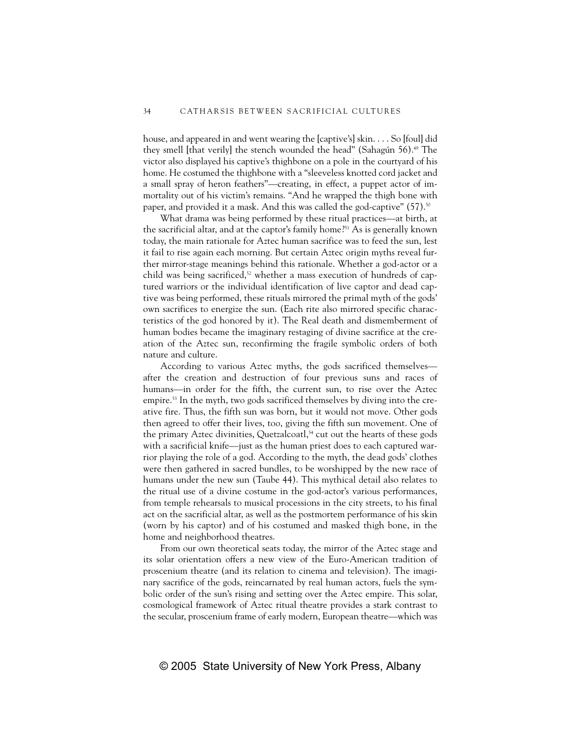house, and appeared in and went wearing the [captive's] skin. . . . So [foul] did they smell [that verily] the stench wounded the head" (Sahagún 56).[49] The victor also displayed his captive's thighbone on a pole in the courtyard of his home. He costumed the thighbone with a "sleeveless knotted cord jacket and a small spray of heron feathers"—creating, in effect, a puppet actor of immortality out of his victim's remains. "And he wrapped the thigh bone with paper, and provided it a mask. And this was called the god-captive" (57).[50]

What drama was being performed by these ritual practices—at birth, at the sacrificial altar, and at the captor's family home?[51] As is generally known today, the main rationale for Aztec human sacrifice was to feed the sun, lest it fail to rise again each morning. But certain Aztec origin myths reveal further mirror-stage meanings behind this rationale. Whether a god-actor or a child was being sacrificed,[52] whether a mass execution of hundreds of captured warriors or the individual identification of live captor and dead captive was being performed, these rituals mirrored the primal myth of the gods' own sacrifices to energize the sun. (Each rite also mirrored specific characteristics of the god honored by it). The Real death and dismemberment of human bodies became the imaginary restaging of divine sacrifice at the creation of the Aztec sun, reconfirming the fragile symbolic orders of both nature and culture.

According to various Aztec myths, the gods sacrificed themselves—after the creation and destruction of four previous suns and races of humans—in order for the fifth, the current sun, to rise over the Aztec empire.[53] In the myth, two gods sacrificed themselves by diving into the creative fire. Thus, the fifth sun was born, but it would not move. Other gods then agreed to offer their lives, too, giving the fifth sun movement. One of the primary Aztec divinities, Quetzalcoatl,[54] cut out the hearts of these gods with a sacrificial knife—just as the human priest does to each captured warrior playing the role of a god. According to the myth, the dead gods' clothes were then gathered in sacred bundles, to be worshipped by the new race of humans under the new sun (Taube 44). This mythical detail also relates to the ritual use of a divine costume in the god-actor's various performances, from temple rehearsals to musical processions in the city streets, to his final act on the sacrificial altar, as well as the postmortem performance of his skin (worn by his captor) and of his costumed and masked thigh bone, in the home and neighborhood theatres.

From our own theoretical seats today, the mirror of the Aztec stage and its solar orientation offers a new view of the Euro-American tradition of proscenium theatre (and its relation to cinema and television). The imaginary sacrifice of the gods, reincarnated by real human actors, fuels the symbolic order of the sun's rising and setting over the Aztec empire. This solar, cosmological framework of Aztec ritual theatre provides a stark contrast to the secular, proscenium frame of early modern, European theatre—which was

© 2005 State University of New York Press, Albany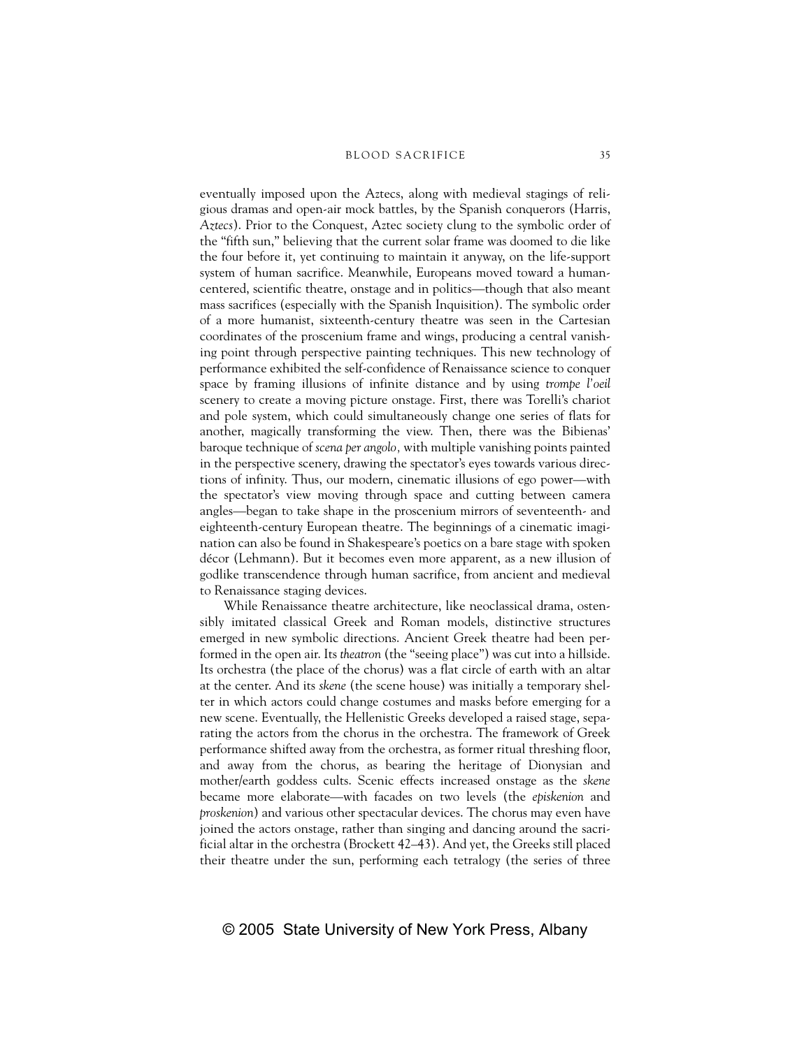eventually imposed upon the Aztecs, along with medieval stagings of religious dramas and open-air mock battles, by the Spanish conquerors (Harris, *Aztecs*). Prior to the Conquest, Aztec society clung to the symbolic order of the "fifth sun," believing that the current solar frame was doomed to die like the four before it, yet continuing to maintain it anyway, on the life-support system of human sacrifice. Meanwhile, Europeans moved toward a human-centered, scientific theatre, onstage and in politics—though that also meant mass sacrifices (especially with the Spanish Inquisition). The symbolic order of a more humanist, sixteenth-century theatre was seen in the Cartesian coordinates of the proscenium frame and wings, producing a central vanishing point through perspective painting techniques. This new technology of performance exhibited the self-confidence of Renaissance science to conquer space by framing illusions of infinite distance and by using *trompe l'oeil* scenery to create a moving picture onstage. First, there was Torelli's chariot and pole system, which could simultaneously change one series of flats for another, magically transforming the view. Then, there was the Bibienas' baroque technique of *scena per angolo,* with multiple vanishing points painted in the perspective scenery, drawing the spectator's eyes towards various directions of infinity. Thus, our modern, cinematic illusions of ego power—with the spectator's view moving through space and cutting between camera angles—began to take shape in the proscenium mirrors of seventeenth- and eighteenth-century European theatre. The beginnings of a cinematic imagination can also be found in Shakespeare's poetics on a bare stage with spoken décor (Lehmann). But it becomes even more apparent, as a new illusion of godlike transcendence through human sacrifice, from ancient and medieval to Renaissance staging devices.

While Renaissance theatre architecture, like neoclassical drama, ostensibly imitated classical Greek and Roman models, distinctive structures emerged in new symbolic directions. Ancient Greek theatre had been performed in the open air. Its *theatron* (the "seeing place") was cut into a hillside. Its orchestra (the place of the chorus) was a flat circle of earth with an altar at the center. And its *skene* (the scene house) was initially a temporary shelter in which actors could change costumes and masks before emerging for a new scene. Eventually, the Hellenistic Greeks developed a raised stage, separating the actors from the chorus in the orchestra. The framework of Greek performance shifted away from the orchestra, as former ritual threshing floor, and away from the chorus, as bearing the heritage of Dionysian and mother/earth goddess cults. Scenic effects increased onstage as the *skene* became more elaborate—with facades on two levels (the *episkenion* and *proskenion*) and various other spectacular devices. The chorus may even have joined the actors onstage, rather than singing and dancing around the sacrificial altar in the orchestra (Brockett 42–43). And yet, the Greeks still placed their theatre under the sun, performing each tetralogy (the series of three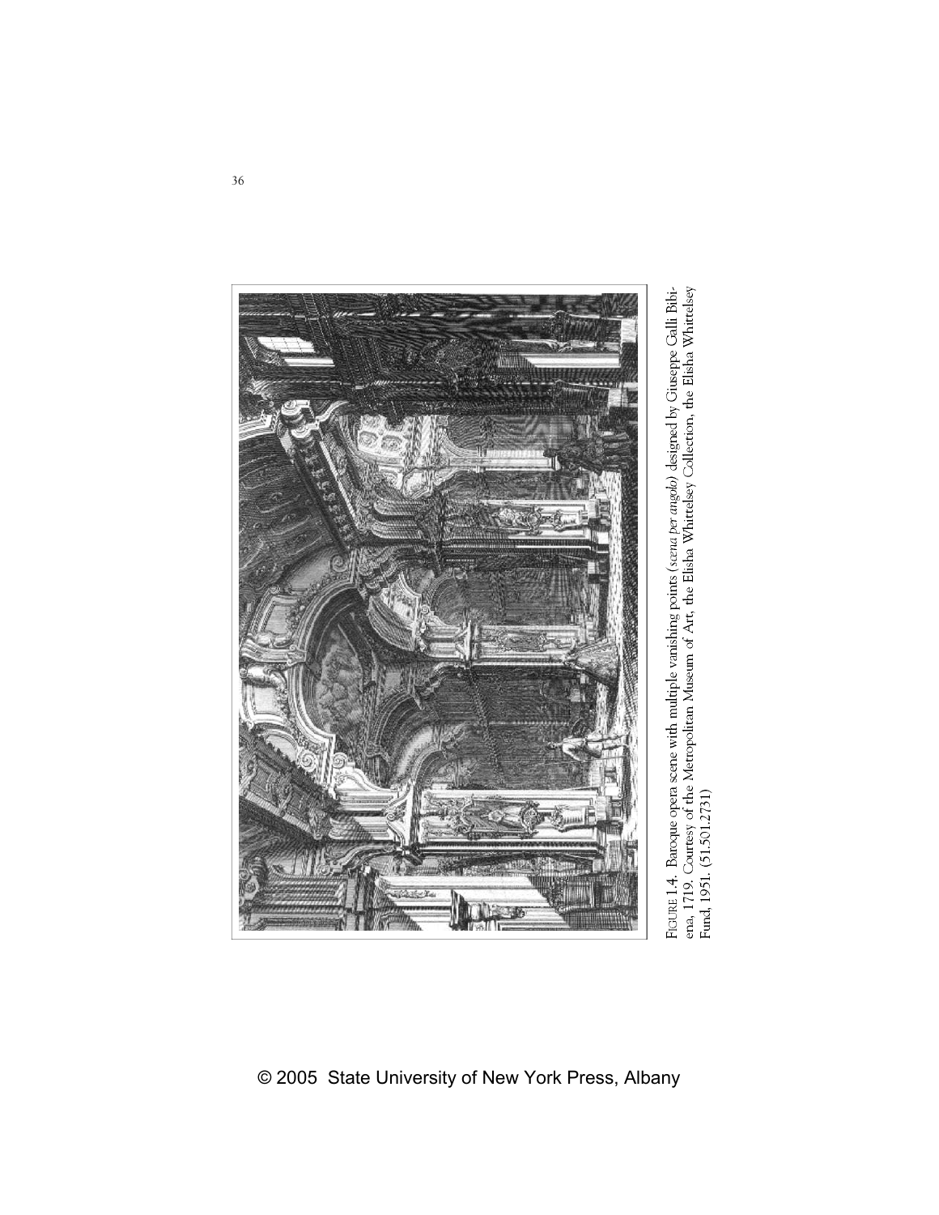FIGURE 1.4. Baroque opera scene with multiple vanishing points (*scena per angolo*) designed by Giuseppe Galli Bibiena, 1719. Courtesy of the Metropolitan Museum of Art, the Elisha Whittelsey Collection, the Elisha Whittelsey Fund, 1951. (51.501.2731)

© 2005 State University of New York Press, Albany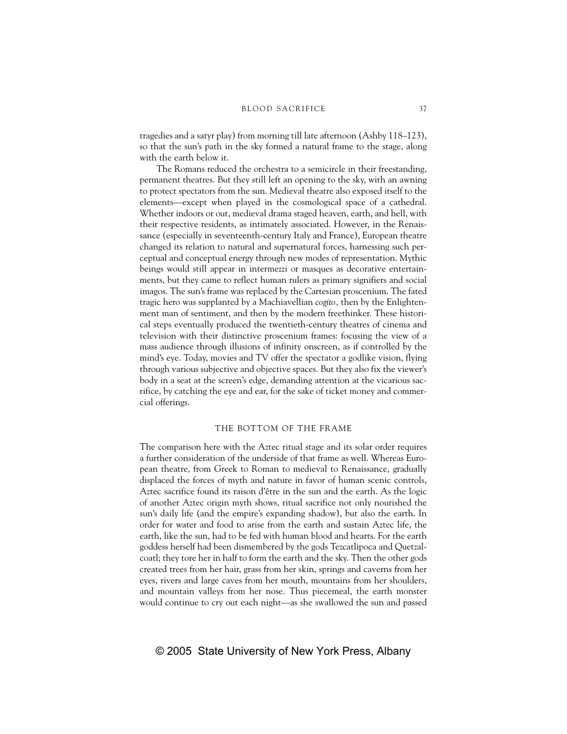tragedies and a satyr play) from morning till late afternoon (Ashby 118–123), so that the sun's path in the sky formed a natural frame to the stage, along with the earth below it.

The Romans reduced the orchestra to a semicircle in their freestanding, permanent theatres. But they still left an opening to the sky, with an awning to protect spectators from the sun. Medieval theatre also exposed itself to the elements—except when played in the cosmological space of a cathedral. Whether indoors or out, medieval drama staged heaven, earth, and hell, with their respective residents, as intimately associated. However, in the Renaissance (especially in seventeenth-century Italy and France), European theatre changed its relation to natural and supernatural forces, harnessing such perceptual and conceptual energy through new modes of representation. Mythic beings would still appear in intermezzi or masques as decorative entertainments, but they came to reflect human rulers as primary signifiers and social imagos. The sun's frame was replaced by the Cartesian proscenium. The fated tragic hero was supplanted by a Machiavellian *cogito,* then by the Enlightenment man of sentiment, and then by the modern freethinker. These historical steps eventually produced the twentieth-century theatres of cinema and television with their distinctive proscenium frames: focusing the view of a mass audience through illusions of infinity onscreen, as if controlled by the mind's eye. Today, movies and TV offer the spectator a godlike vision, flying through various subjective and objective spaces. But they also fix the viewer's body in a seat at the screen's edge, demanding attention at the vicarious sacrifice, by catching the eye and ear, for the sake of ticket money and commercial offerings.

## THE BOTTOM OF THE FRAME

The comparison here with the Aztec ritual stage and its solar order requires a further consideration of the underside of that frame as well. Whereas European theatre, from Greek to Roman to medieval to Renaissance, gradually displaced the forces of myth and nature in favor of human scenic controls, Aztec sacrifice found its raison d'être in the sun and the earth. As the logic of another Aztec origin myth shows, ritual sacrifice not only nourished the sun's daily life (and the empire's expanding shadow), but also the earth. In order for water and food to arise from the earth and sustain Aztec life, the earth, like the sun, had to be fed with human blood and hearts. For the earth goddess herself had been dismembered by the gods Tezcatlipoca and Quetzalcoatl; they tore her in half to form the earth and the sky. Then the other gods created trees from her hair, grass from her skin, springs and caverns from her eyes, rivers and large caves from her mouth, mountains from her shoulders, and mountain valleys from her nose. Thus piecemeal, the earth monster would continue to cry out each night—as she swallowed the sun and passed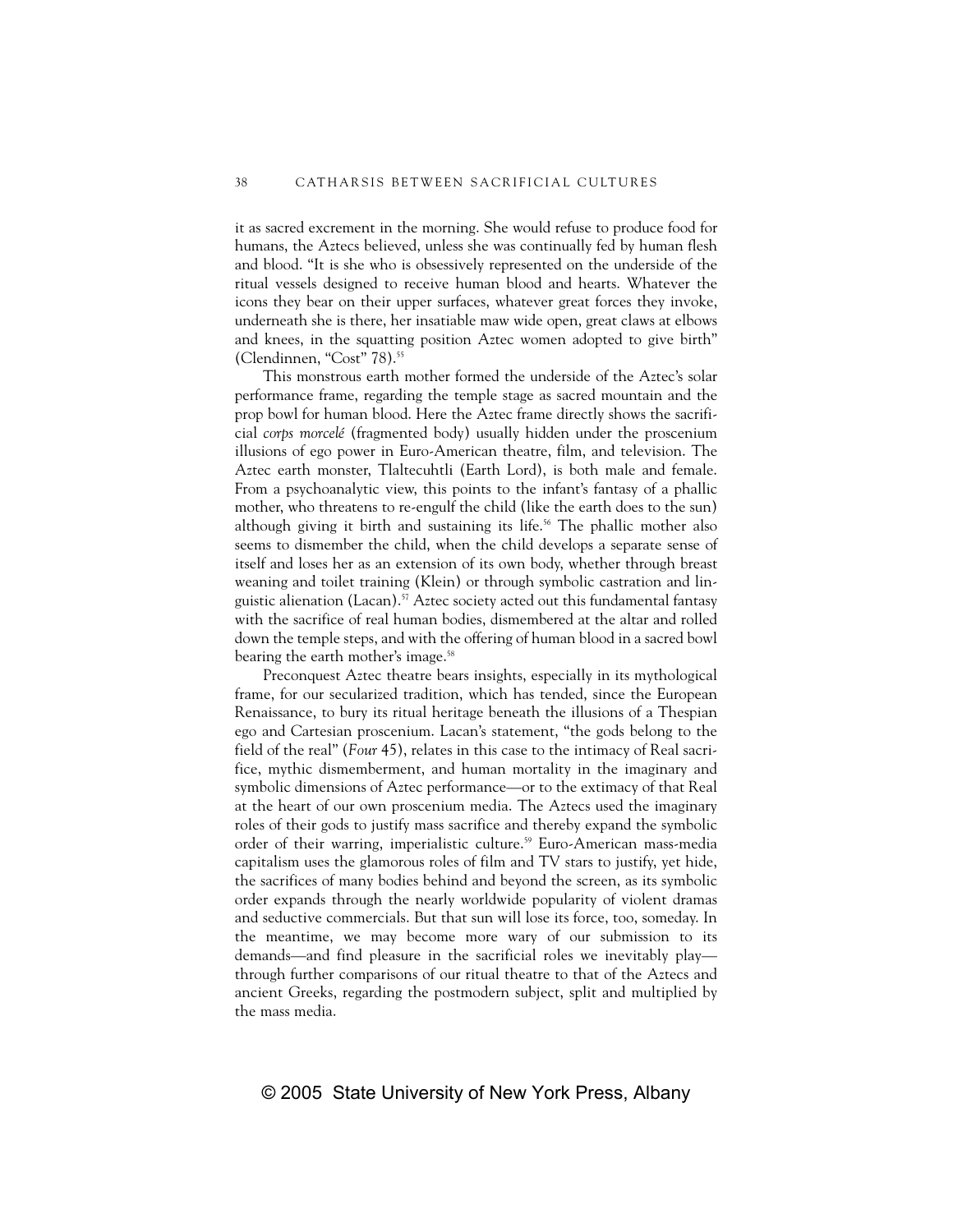it as sacred excrement in the morning. She would refuse to produce food for humans, the Aztecs believed, unless she was continually fed by human flesh and blood. "It is she who is obsessively represented on the underside of the ritual vessels designed to receive human blood and hearts. Whatever the icons they bear on their upper surfaces, whatever great forces they invoke, underneath she is there, her insatiable maw wide open, great claws at elbows and knees, in the squatting position Aztec women adopted to give birth" (Clendinnen, "Cost" 78).[55]

This monstrous earth mother formed the underside of the Aztec's solar performance frame, regarding the temple stage as sacred mountain and the prop bowl for human blood. Here the Aztec frame directly shows the sacrificial *corps morcelé* (fragmented body) usually hidden under the proscenium illusions of ego power in Euro-American theatre, film, and television. The Aztec earth monster, Tlaltecuhtli (Earth Lord), is both male and female. From a psychoanalytic view, this points to the infant's fantasy of a phallic mother, who threatens to re-engulf the child (like the earth does to the sun) although giving it birth and sustaining its life.[56] The phallic mother also seems to dismember the child, when the child develops a separate sense of itself and loses her as an extension of its own body, whether through breast weaning and toilet training (Klein) or through symbolic castration and linguistic alienation (Lacan).[57] Aztec society acted out this fundamental fantasy with the sacrifice of real human bodies, dismembered at the altar and rolled down the temple steps, and with the offering of human blood in a sacred bowl bearing the earth mother's image.[58]

Preconquest Aztec theatre bears insights, especially in its mythological frame, for our secularized tradition, which has tended, since the European Renaissance, to bury its ritual heritage beneath the illusions of a Thespian ego and Cartesian proscenium. Lacan's statement, "the gods belong to the field of the real" (*Four* 45), relates in this case to the intimacy of Real sacrifice, mythic dismemberment, and human mortality in the imaginary and symbolic dimensions of Aztec performance—or to the extimacy of that Real at the heart of our own proscenium media. The Aztecs used the imaginary roles of their gods to justify mass sacrifice and thereby expand the symbolic order of their warring, imperialistic culture.[59] Euro-American mass-media capitalism uses the glamorous roles of film and TV stars to justify, yet hide, the sacrifices of many bodies behind and beyond the screen, as its symbolic order expands through the nearly worldwide popularity of violent dramas and seductive commercials. But that sun will lose its force, too, someday. In the meantime, we may become more wary of our submission to its demands—and find pleasure in the sacrificial roles we inevitably play—through further comparisons of our ritual theatre to that of the Aztecs and ancient Greeks, regarding the postmodern subject, split and multiplied by the mass media.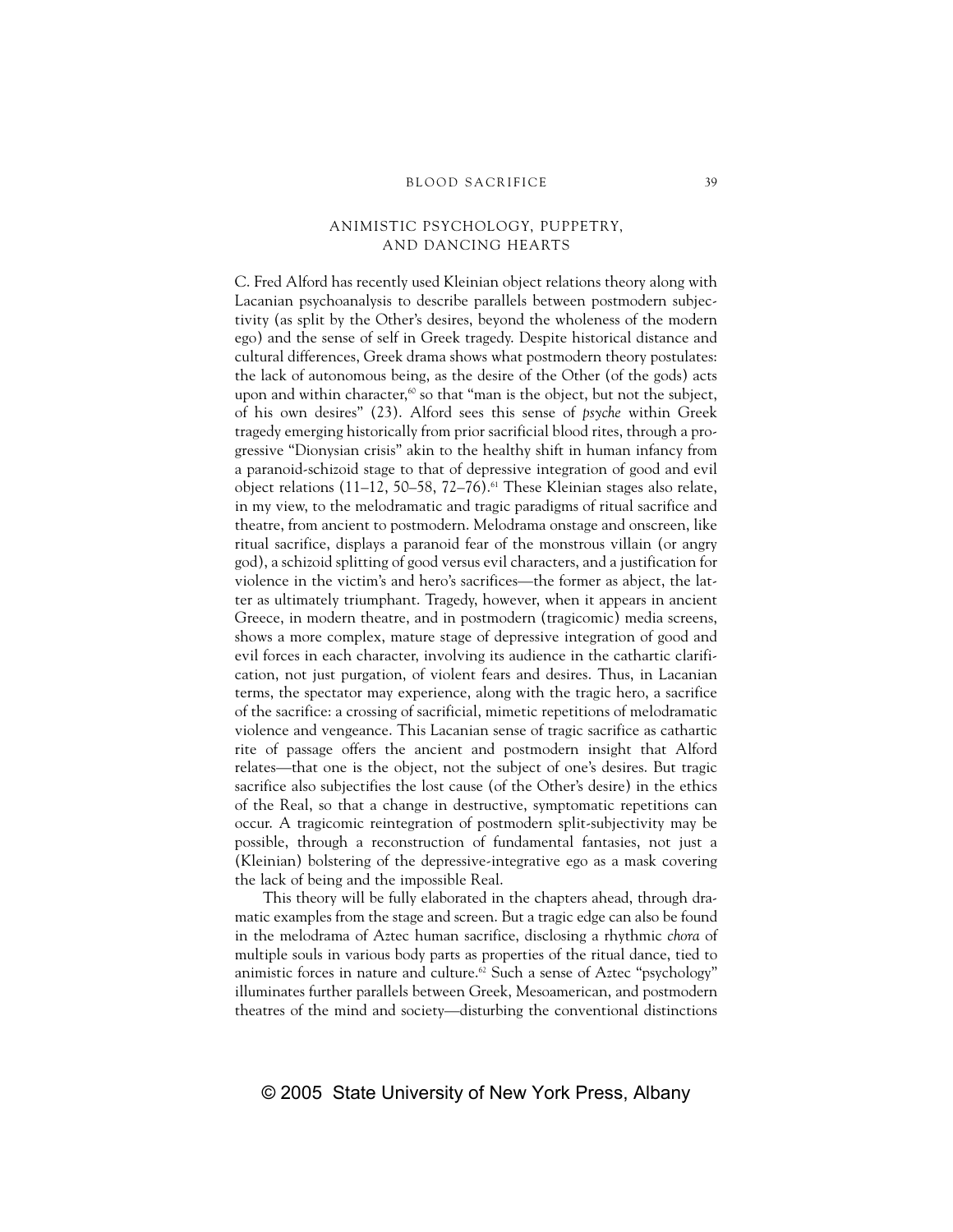## ANIMISTIC PSYCHOLOGY, PUPPETRY, AND DANCING HEARTS

C. Fred Alford has recently used Kleinian object relations theory along with Lacanian psychoanalysis to describe parallels between postmodern subjectivity (as split by the Other's desires, beyond the wholeness of the modern ego) and the sense of self in Greek tragedy. Despite historical distance and cultural differences, Greek drama shows what postmodern theory postulates: the lack of autonomous being, as the desire of the Other (of the gods) acts upon and within character,[60] so that "man is the object, but not the subject, of his own desires" (23). Alford sees this sense of *psyche* within Greek tragedy emerging historically from prior sacrificial blood rites, through a progressive "Dionysian crisis" akin to the healthy shift in human infancy from a paranoid-schizoid stage to that of depressive integration of good and evil object relations (11–12, 50–58, 72–76).[61] These Kleinian stages also relate, in my view, to the melodramatic and tragic paradigms of ritual sacrifice and theatre, from ancient to postmodern. Melodrama onstage and onscreen, like ritual sacrifice, displays a paranoid fear of the monstrous villain (or angry god), a schizoid splitting of good versus evil characters, and a justification for violence in the victim's and hero's sacrifices—the former as abject, the latter as ultimately triumphant. Tragedy, however, when it appears in ancient Greece, in modern theatre, and in postmodern (tragicomic) media screens, shows a more complex, mature stage of depressive integration of good and evil forces in each character, involving its audience in the cathartic clarification, not just purgation, of violent fears and desires. Thus, in Lacanian terms, the spectator may experience, along with the tragic hero, a sacrifice of the sacrifice: a crossing of sacrificial, mimetic repetitions of melodramatic violence and vengeance. This Lacanian sense of tragic sacrifice as cathartic rite of passage offers the ancient and postmodern insight that Alford relates—that one is the object, not the subject of one's desires. But tragic sacrifice also subjectifies the lost cause (of the Other's desire) in the ethics of the Real, so that a change in destructive, symptomatic repetitions can occur. A tragicomic reintegration of postmodern split-subjectivity may be possible, through a reconstruction of fundamental fantasies, not just a (Kleinian) bolstering of the depressive-integrative ego as a mask covering the lack of being and the impossible Real.

This theory will be fully elaborated in the chapters ahead, through dramatic examples from the stage and screen. But a tragic edge can also be found in the melodrama of Aztec human sacrifice, disclosing a rhythmic *chora* of multiple souls in various body parts as properties of the ritual dance, tied to animistic forces in nature and culture.[62] Such a sense of Aztec "psychology" illuminates further parallels between Greek, Mesoamerican, and postmodern theatres of the mind and society—disturbing the conventional distinctions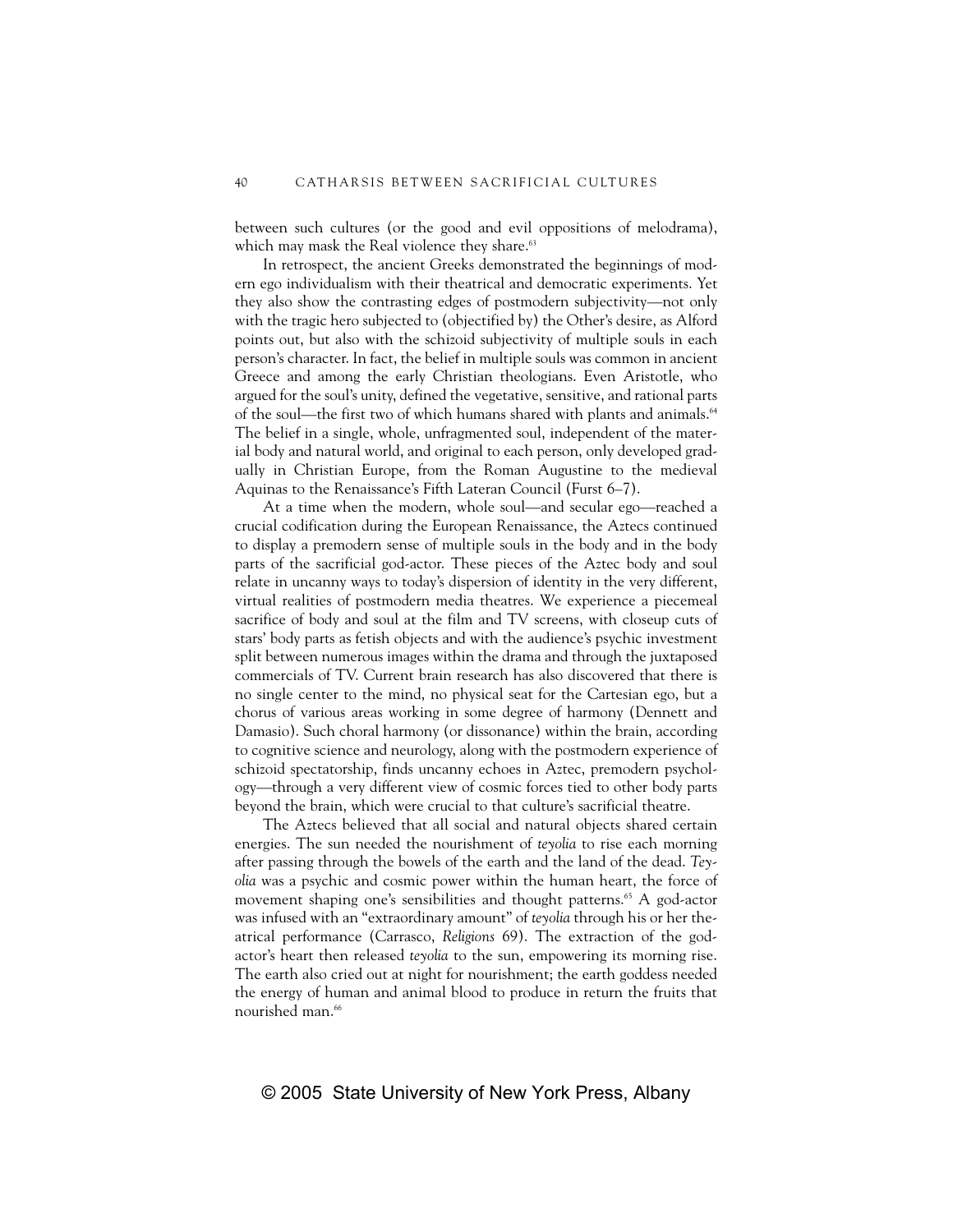between such cultures (or the good and evil oppositions of melodrama), which may mask the Real violence they share.[63]

In retrospect, the ancient Greeks demonstrated the beginnings of modern ego individualism with their theatrical and democratic experiments. Yet they also show the contrasting edges of postmodern subjectivity—not only with the tragic hero subjected to (objectified by) the Other's desire, as Alford points out, but also with the schizoid subjectivity of multiple souls in each person's character. In fact, the belief in multiple souls was common in ancient Greece and among the early Christian theologians. Even Aristotle, who argued for the soul's unity, defined the vegetative, sensitive, and rational parts of the soul—the first two of which humans shared with plants and animals.[64] The belief in a single, whole, unfragmented soul, independent of the material body and natural world, and original to each person, only developed gradually in Christian Europe, from the Roman Augustine to the medieval Aquinas to the Renaissance's Fifth Lateran Council (Furst 6–7).

At a time when the modern, whole soul—and secular ego—reached a crucial codification during the European Renaissance, the Aztecs continued to display a premodern sense of multiple souls in the body and in the body parts of the sacrificial god-actor. These pieces of the Aztec body and soul relate in uncanny ways to today's dispersion of identity in the very different, virtual realities of postmodern media theatres. We experience a piecemeal sacrifice of body and soul at the film and TV screens, with closeup cuts of stars' body parts as fetish objects and with the audience's psychic investment split between numerous images within the drama and through the juxtaposed commercials of TV. Current brain research has also discovered that there is no single center to the mind, no physical seat for the Cartesian ego, but a chorus of various areas working in some degree of harmony (Dennett and Damasio). Such choral harmony (or dissonance) within the brain, according to cognitive science and neurology, along with the postmodern experience of schizoid spectatorship, finds uncanny echoes in Aztec, premodern psychology—through a very different view of cosmic forces tied to other body parts beyond the brain, which were crucial to that culture's sacrificial theatre.

The Aztecs believed that all social and natural objects shared certain energies. The sun needed the nourishment of *teyolia* to rise each morning after passing through the bowels of the earth and the land of the dead. *Teyolia* was a psychic and cosmic power within the human heart, the force of movement shaping one's sensibilities and thought patterns.[65] A god-actor was infused with an "extraordinary amount" of *teyolia* through his or her theatrical performance (Carrasco, *Religions* 69). The extraction of the god-actor's heart then released *teyolia* to the sun, empowering its morning rise. The earth also cried out at night for nourishment; the earth goddess needed the energy of human and animal blood to produce in return the fruits that nourished man.[66]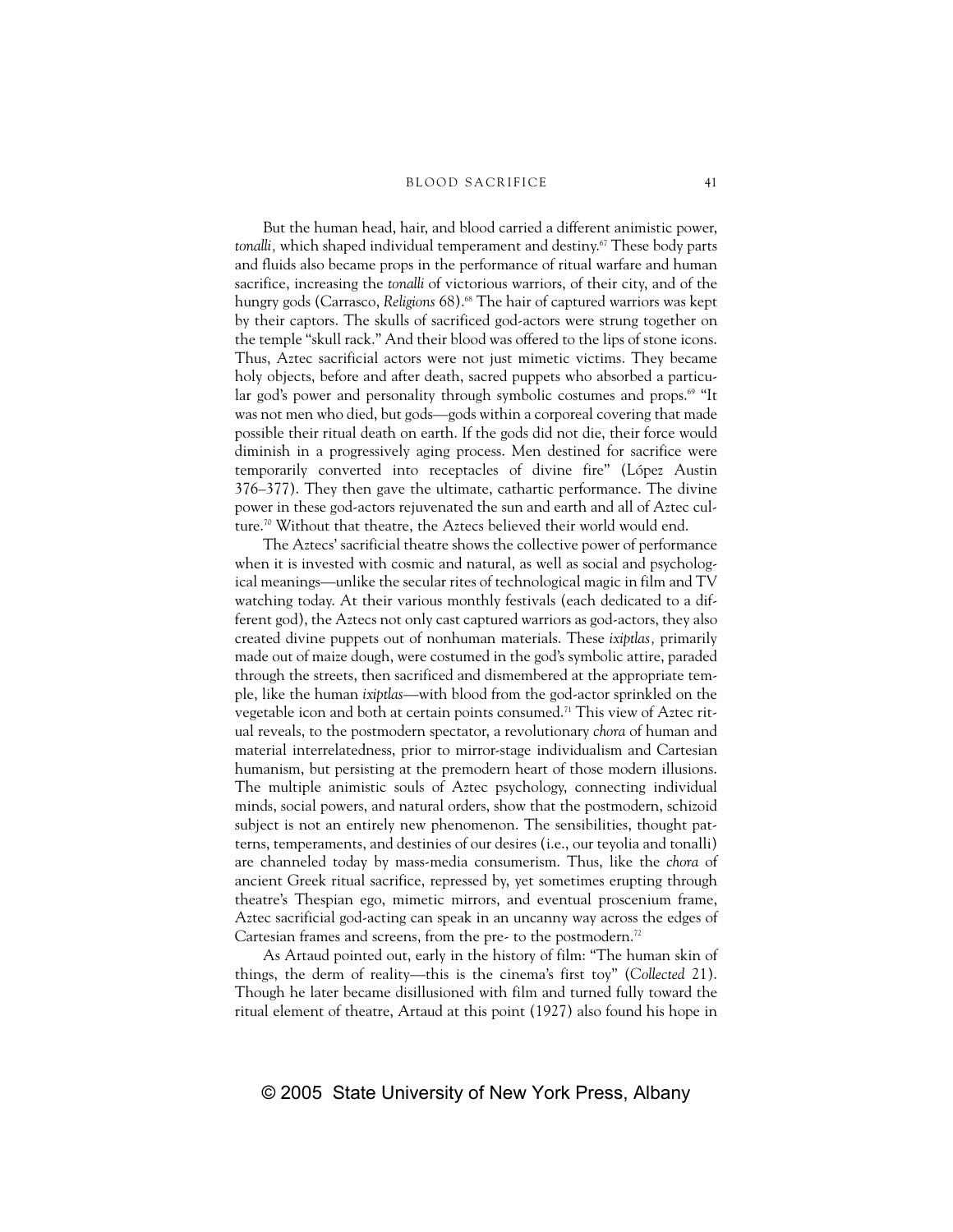But the human head, hair, and blood carried a different animistic power, *tonalli,* which shaped individual temperament and destiny.[67] These body parts and fluids also became props in the performance of ritual warfare and human sacrifice, increasing the *tonalli* of victorious warriors, of their city, and of the hungry gods (Carrasco, *Religions* 68).[68] The hair of captured warriors was kept by their captors. The skulls of sacrificed god-actors were strung together on the temple "skull rack." And their blood was offered to the lips of stone icons. Thus, Aztec sacrificial actors were not just mimetic victims. They became holy objects, before and after death, sacred puppets who absorbed a particular god's power and personality through symbolic costumes and props.[69] "It was not men who died, but gods—gods within a corporeal covering that made possible their ritual death on earth. If the gods did not die, their force would diminish in a progressively aging process. Men destined for sacrifice were temporarily converted into receptacles of divine fire" (López Austin 376–377). They then gave the ultimate, cathartic performance. The divine power in these god-actors rejuvenated the sun and earth and all of Aztec culture.[70] Without that theatre, the Aztecs believed their world would end.

The Aztecs' sacrificial theatre shows the collective power of performance when it is invested with cosmic and natural, as well as social and psychological meanings—unlike the secular rites of technological magic in film and TV watching today. At their various monthly festivals (each dedicated to a different god), the Aztecs not only cast captured warriors as god-actors, they also created divine puppets out of nonhuman materials. These *ixiptlas,* primarily made out of maize dough, were costumed in the god's symbolic attire, paraded through the streets, then sacrificed and dismembered at the appropriate temple, like the human *ixiptlas*—with blood from the god-actor sprinkled on the vegetable icon and both at certain points consumed.[71] This view of Aztec ritual reveals, to the postmodern spectator, a revolutionary *chora* of human and material interrelatedness, prior to mirror-stage individualism and Cartesian humanism, but persisting at the premodern heart of those modern illusions. The multiple animistic souls of Aztec psychology, connecting individual minds, social powers, and natural orders, show that the postmodern, schizoid subject is not an entirely new phenomenon. The sensibilities, thought patterns, temperaments, and destinies of our desires (i.e., our teyolia and tonalli) are channeled today by mass-media consumerism. Thus, like the *chora* of ancient Greek ritual sacrifice, repressed by, yet sometimes erupting through theatre's Thespian ego, mimetic mirrors, and eventual proscenium frame, Aztec sacrificial god-acting can speak in an uncanny way across the edges of Cartesian frames and screens, from the pre- to the postmodern.[72]

As Artaud pointed out, early in the history of film: "The human skin of things, the derm of reality—this is the cinema's first toy" (*Collected* 21). Though he later became disillusioned with film and turned fully toward the ritual element of theatre, Artaud at this point (1927) also found his hope in

© 2005 State University of New York Press, Albany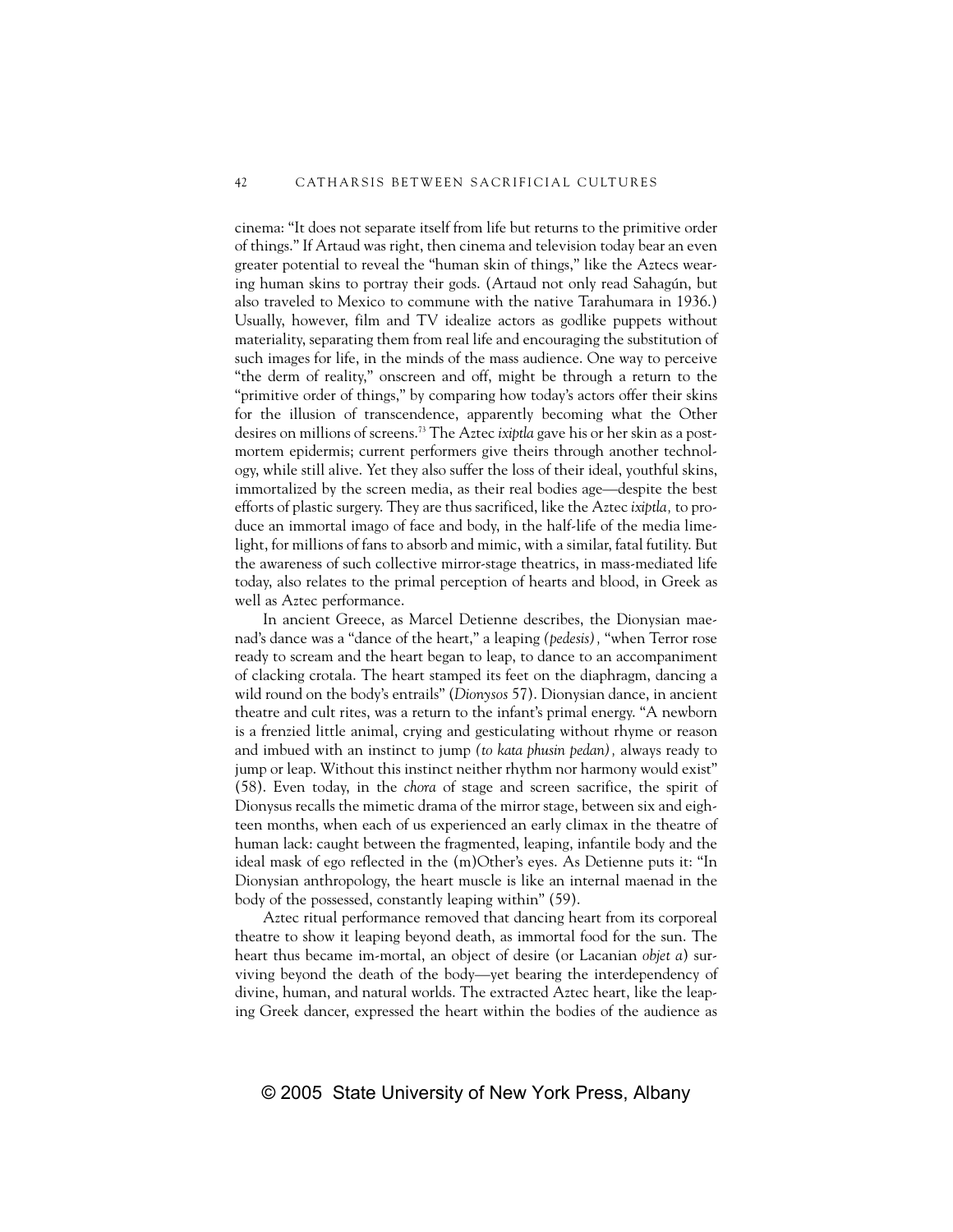cinema: "It does not separate itself from life but returns to the primitive order of things." If Artaud was right, then cinema and television today bear an even greater potential to reveal the "human skin of things," like the Aztecs wearing human skins to portray their gods. (Artaud not only read Sahagún, but also traveled to Mexico to commune with the native Tarahumara in 1936.) Usually, however, film and TV idealize actors as godlike puppets without materiality, separating them from real life and encouraging the substitution of such images for life, in the minds of the mass audience. One way to perceive "the derm of reality," onscreen and off, might be through a return to the "primitive order of things," by comparing how today's actors offer their skins for the illusion of transcendence, apparently becoming what the Other desires on millions of screens.[73] The Aztec *ixiptla* gave his or her skin as a postmortem epidermis; current performers give theirs through another technology, while still alive. Yet they also suffer the loss of their ideal, youthful skins, immortalized by the screen media, as their real bodies age—despite the best efforts of plastic surgery. They are thus sacrificed, like the Aztec *ixiptla,* to produce an immortal imago of face and body, in the half-life of the media limelight, for millions of fans to absorb and mimic, with a similar, fatal futility. But the awareness of such collective mirror-stage theatrics, in mass-mediated life today, also relates to the primal perception of hearts and blood, in Greek as well as Aztec performance.

In ancient Greece, as Marcel Detienne describes, the Dionysian maenad's dance was a "dance of the heart," a leaping *(pedesis),* "when Terror rose ready to scream and the heart began to leap, to dance to an accompaniment of clacking crotala. The heart stamped its feet on the diaphragm, dancing a wild round on the body's entrails" (*Dionysos* 57). Dionysian dance, in ancient theatre and cult rites, was a return to the infant's primal energy. "A newborn is a frenzied little animal, crying and gesticulating without rhyme or reason and imbued with an instinct to jump *(to kata phusin pedan),* always ready to jump or leap. Without this instinct neither rhythm nor harmony would exist" (58). Even today, in the *chora* of stage and screen sacrifice, the spirit of Dionysus recalls the mimetic drama of the mirror stage, between six and eighteen months, when each of us experienced an early climax in the theatre of human lack: caught between the fragmented, leaping, infantile body and the ideal mask of ego reflected in the (m)Other's eyes. As Detienne puts it: "In Dionysian anthropology, the heart muscle is like an internal maenad in the body of the possessed, constantly leaping within" (59).

Aztec ritual performance removed that dancing heart from its corporeal theatre to show it leaping beyond death, as immortal food for the sun. The heart thus became im-mortal, an object of desire (or Lacanian *objet a*) surviving beyond the death of the body—yet bearing the interdependency of divine, human, and natural worlds. The extracted Aztec heart, like the leaping Greek dancer, expressed the heart within the bodies of the audience as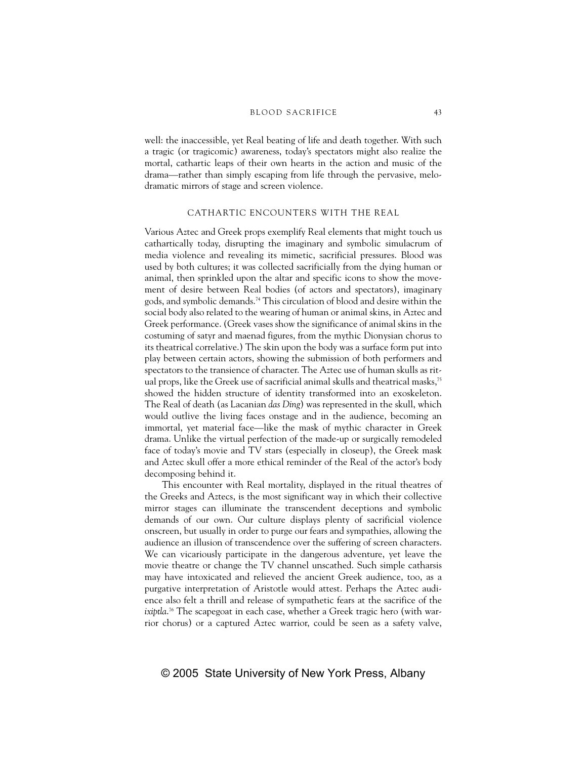well: the inaccessible, yet Real beating of life and death together. With such a tragic (or tragicomic) awareness, today's spectators might also realize the mortal, cathartic leaps of their own hearts in the action and music of the drama—rather than simply escaping from life through the pervasive, melodramatic mirrors of stage and screen violence.

## CATHARTIC ENCOUNTERS WITH THE REAL

Various Aztec and Greek props exemplify Real elements that might touch us cathartically today, disrupting the imaginary and symbolic simulacrum of media violence and revealing its mimetic, sacrificial pressures. Blood was used by both cultures; it was collected sacrificially from the dying human or animal, then sprinkled upon the altar and specific icons to show the movement of desire between Real bodies (of actors and spectators), imaginary gods, and symbolic demands.[74] This circulation of blood and desire within the social body also related to the wearing of human or animal skins, in Aztec and Greek performance. (Greek vases show the significance of animal skins in the costuming of satyr and maenad figures, from the mythic Dionysian chorus to its theatrical correlative.) The skin upon the body was a surface form put into play between certain actors, showing the submission of both performers and spectators to the transience of character. The Aztec use of human skulls as ritual props, like the Greek use of sacrificial animal skulls and theatrical masks,[75] showed the hidden structure of identity transformed into an exoskeleton. The Real of death (as Lacanian *das Ding*) was represented in the skull, which would outlive the living faces onstage and in the audience, becoming an immortal, yet material face—like the mask of mythic character in Greek drama. Unlike the virtual perfection of the made-up or surgically remodeled face of today's movie and TV stars (especially in closeup), the Greek mask and Aztec skull offer a more ethical reminder of the Real of the actor's body decomposing behind it.

This encounter with Real mortality, displayed in the ritual theatres of the Greeks and Aztecs, is the most significant way in which their collective mirror stages can illuminate the transcendent deceptions and symbolic demands of our own. Our culture displays plenty of sacrificial violence onscreen, but usually in order to purge our fears and sympathies, allowing the audience an illusion of transcendence over the suffering of screen characters. We can vicariously participate in the dangerous adventure, yet leave the movie theatre or change the TV channel unscathed. Such simple catharsis may have intoxicated and relieved the ancient Greek audience, too, as a purgative interpretation of Aristotle would attest. Perhaps the Aztec audience also felt a thrill and release of sympathetic fears at the sacrifice of the *ixiptla*.[76] The scapegoat in each case, whether a Greek tragic hero (with warrior chorus) or a captured Aztec warrior, could be seen as a safety valve,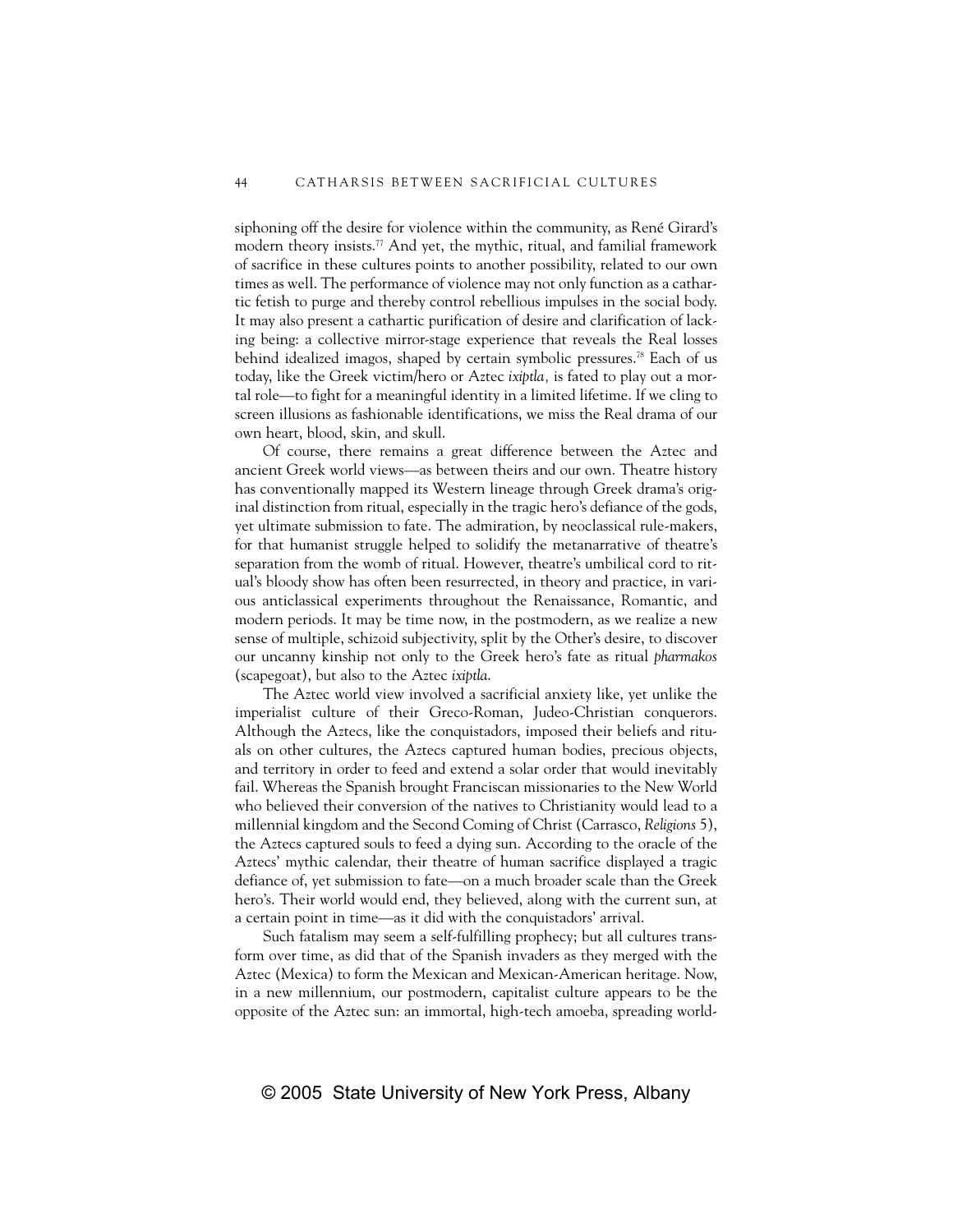siphoning off the desire for violence within the community, as René Girard's modern theory insists.[77] And yet, the mythic, ritual, and familial framework of sacrifice in these cultures points to another possibility, related to our own times as well. The performance of violence may not only function as a cathartic fetish to purge and thereby control rebellious impulses in the social body. It may also present a cathartic purification of desire and clarification of lacking being: a collective mirror-stage experience that reveals the Real losses behind idealized imagos, shaped by certain symbolic pressures.[78] Each of us today, like the Greek victim/hero or Aztec *ixiptla,* is fated to play out a mortal role—to fight for a meaningful identity in a limited lifetime. If we cling to screen illusions as fashionable identifications, we miss the Real drama of our own heart, blood, skin, and skull.

Of course, there remains a great difference between the Aztec and ancient Greek world views—as between theirs and our own. Theatre history has conventionally mapped its Western lineage through Greek drama's original distinction from ritual, especially in the tragic hero's defiance of the gods, yet ultimate submission to fate. The admiration, by neoclassical rule-makers, for that humanist struggle helped to solidify the metanarrative of theatre's separation from the womb of ritual. However, theatre's umbilical cord to ritual's bloody show has often been resurrected, in theory and practice, in various anticlassical experiments throughout the Renaissance, Romantic, and modern periods. It may be time now, in the postmodern, as we realize a new sense of multiple, schizoid subjectivity, split by the Other's desire, to discover our uncanny kinship not only to the Greek hero's fate as ritual *pharmakos* (scapegoat), but also to the Aztec *ixiptla.*

The Aztec world view involved a sacrificial anxiety like, yet unlike the imperialist culture of their Greco-Roman, Judeo-Christian conquerors. Although the Aztecs, like the conquistadors, imposed their beliefs and rituals on other cultures, the Aztecs captured human bodies, precious objects, and territory in order to feed and extend a solar order that would inevitably fail. Whereas the Spanish brought Franciscan missionaries to the New World who believed their conversion of the natives to Christianity would lead to a millennial kingdom and the Second Coming of Christ (Carrasco, *Religions* 5), the Aztecs captured souls to feed a dying sun. According to the oracle of the Aztecs' mythic calendar, their theatre of human sacrifice displayed a tragic defiance of, yet submission to fate—on a much broader scale than the Greek hero's. Their world would end, they believed, along with the current sun, at a certain point in time—as it did with the conquistadors' arrival.

Such fatalism may seem a self-fulfilling prophecy; but all cultures transform over time, as did that of the Spanish invaders as they merged with the Aztec (Mexica) to form the Mexican and Mexican-American heritage. Now, in a new millennium, our postmodern, capitalist culture appears to be the opposite of the Aztec sun: an immortal, high-tech amoeba, spreading world-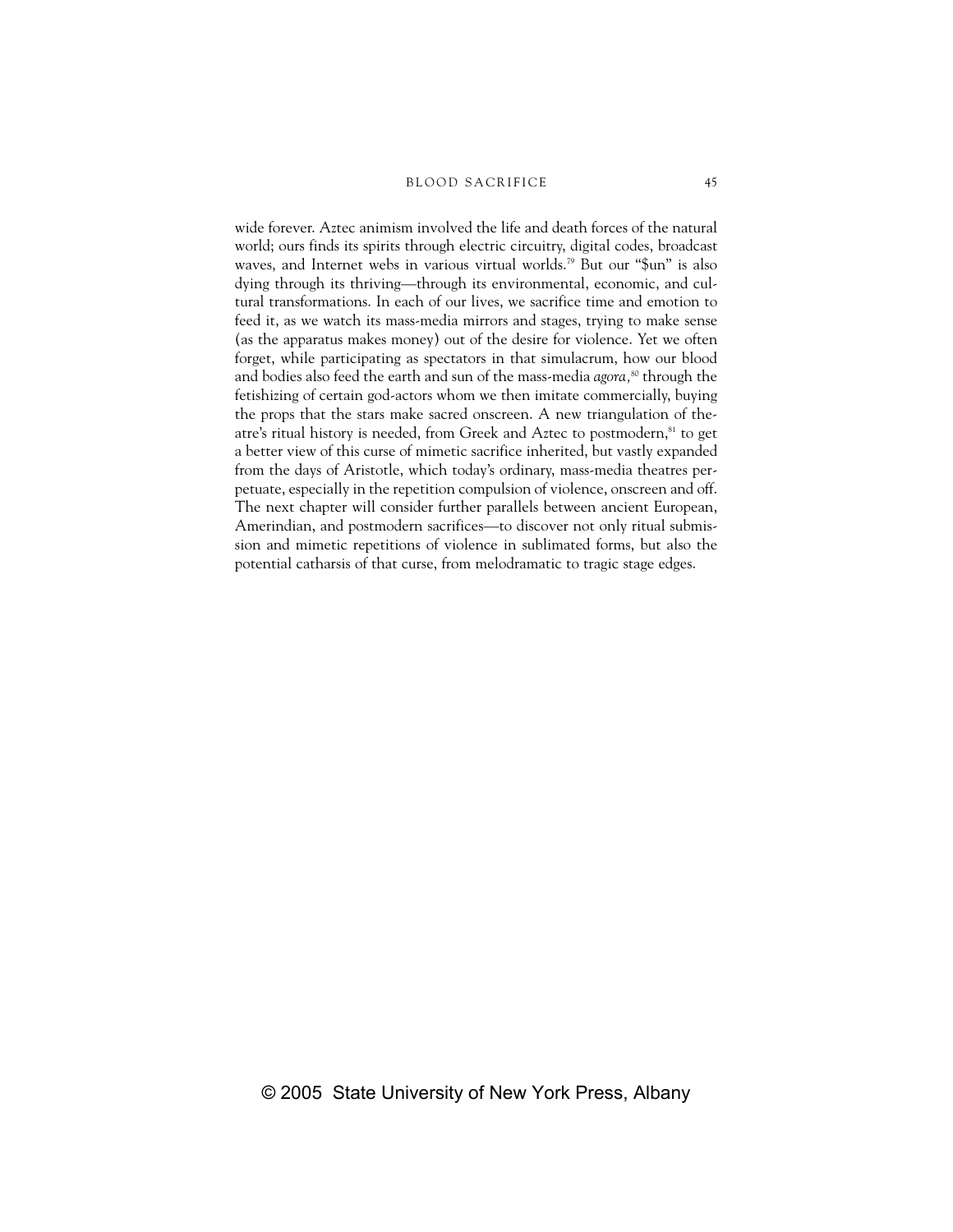wide forever. Aztec animism involved the life and death forces of the natural world; ours finds its spirits through electric circuitry, digital codes, broadcast waves, and Internet webs in various virtual worlds.[79] But our "$un" is also dying through its thriving—through its environmental, economic, and cultural transformations. In each of our lives, we sacrifice time and emotion to feed it, as we watch its mass-media mirrors and stages, trying to make sense (as the apparatus makes money) out of the desire for violence. Yet we often forget, while participating as spectators in that simulacrum, how our blood and bodies also feed the earth and sun of the mass-media *agora*,[80] through the fetishizing of certain god-actors whom we then imitate commercially, buying the props that the stars make sacred onscreen. A new triangulation of theatre's ritual history is needed, from Greek and Aztec to postmodern,[81] to get a better view of this curse of mimetic sacrifice inherited, but vastly expanded from the days of Aristotle, which today's ordinary, mass-media theatres perpetuate, especially in the repetition compulsion of violence, onscreen and off. The next chapter will consider further parallels between ancient European, Amerindian, and postmodern sacrifices—to discover not only ritual submission and mimetic repetitions of violence in sublimated forms, but also the potential catharsis of that curse, from melodramatic to tragic stage edges.

© 2005 State University of New York Press, Albany